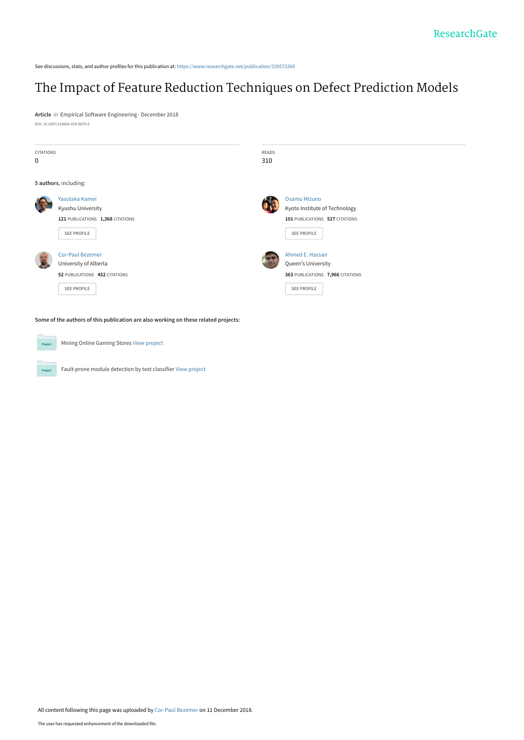ResearchGate

See discussions, stats, and author profiles for this publication at: https://www.researchgate.net/publication/329572260

# The Impact of Feature Reduction Techniques on Defect Prediction Models

**Article** *in* Empirical Software Engineering · December 2018

DOI: 10.1007/s10664-018-9679-5

| CITATIONS | READS |
| --- | --- |
| 0 | 310 |

**5 authors**, including:

Yasutaka Kamei
Kyushu University
**121** PUBLICATIONS **1,368** CITATIONS
SEE PROFILE

Osamu Mizuno
Kyoto Institute of Technology
**101** PUBLICATIONS **527** CITATIONS
SEE PROFILE

Cor-Paul Bezemer
University of Alberta
**52** PUBLICATIONS **452** CITATIONS
SEE PROFILE

Ahmed E. Hassan
Queen's University
**363** PUBLICATIONS **7,966** CITATIONS
SEE PROFILE

**Some of the authors of this publication are also working on these related projects:**

Project: Mining Online Gaming Stores View project

Project: Fault-prone module detection by text classifier View project

All content following this page was uploaded by Cor-Paul Bezemer on 11 December 2018.

The user has requested enhancement of the downloaded file.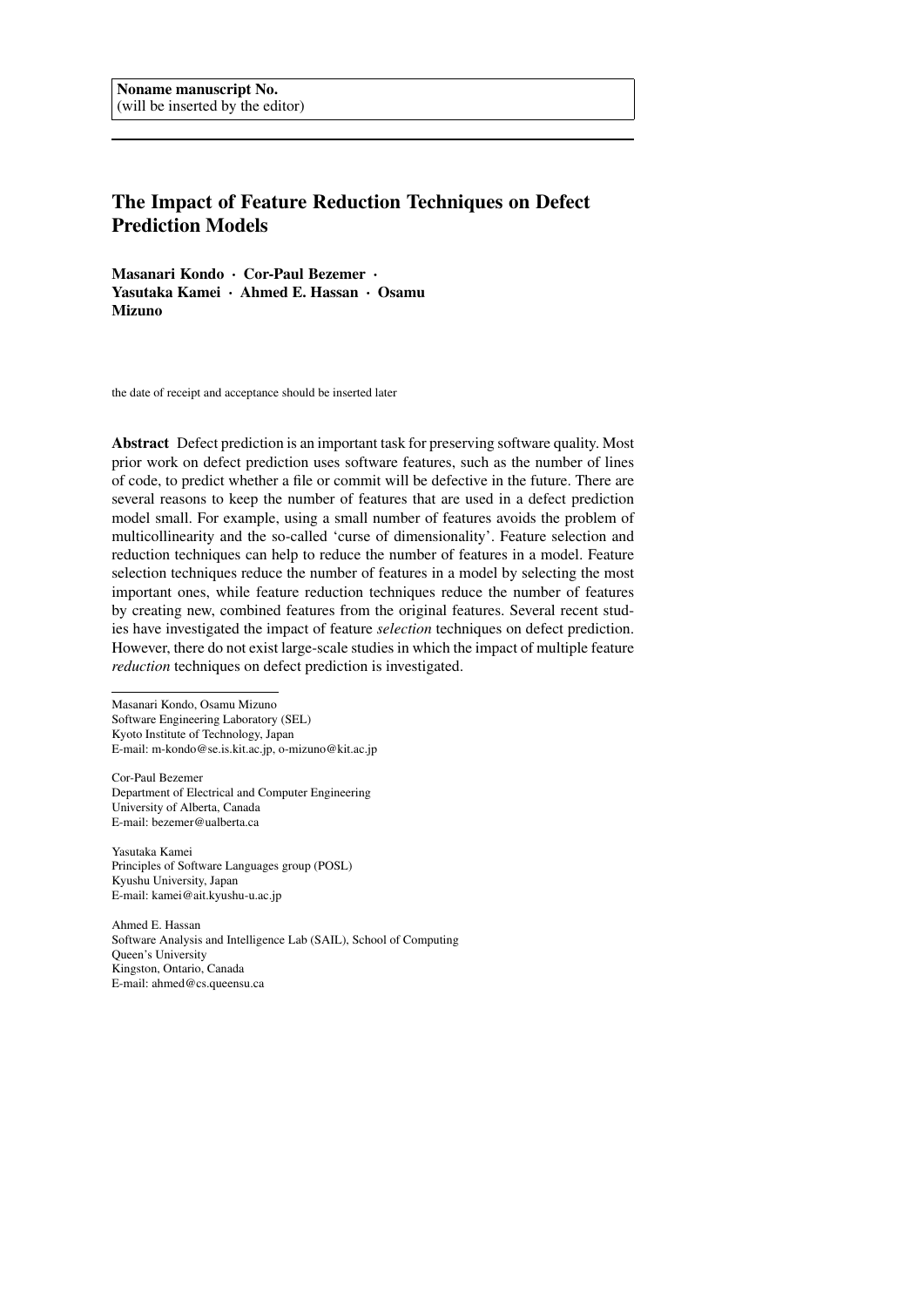Noname manuscript No.
(will be inserted by the editor)

# The Impact of Feature Reduction Techniques on Defect Prediction Models

**Masanari Kondo · Cor-Paul Bezemer · Yasutaka Kamei · Ahmed E. Hassan · Osamu Mizuno**

the date of receipt and acceptance should be inserted later

**Abstract** Defect prediction is an important task for preserving software quality. Most prior work on defect prediction uses software features, such as the number of lines of code, to predict whether a file or commit will be defective in the future. There are several reasons to keep the number of features that are used in a defect prediction model small. For example, using a small number of features avoids the problem of multicollinearity and the so-called 'curse of dimensionality'. Feature selection and reduction techniques can help to reduce the number of features in a model. Feature selection techniques reduce the number of features in a model by selecting the most important ones, while feature reduction techniques reduce the number of features by creating new, combined features from the original features. Several recent studies have investigated the impact of feature *selection* techniques on defect prediction. However, there do not exist large-scale studies in which the impact of multiple feature *reduction* techniques on defect prediction is investigated.

---

Masanari Kondo, Osamu Mizuno
Software Engineering Laboratory (SEL)
Kyoto Institute of Technology, Japan
E-mail: m-kondo@se.is.kit.ac.jp, o-mizuno@kit.ac.jp

Cor-Paul Bezemer
Department of Electrical and Computer Engineering
University of Alberta, Canada
E-mail: bezemer@ualberta.ca

Yasutaka Kamei
Principles of Software Languages group (POSL)
Kyushu University, Japan
E-mail: kamei@ait.kyushu-u.ac.jp

Ahmed E. Hassan
Software Analysis and Intelligence Lab (SAIL), School of Computing
Queen's University
Kingston, Ontario, Canada
E-mail: ahmed@cs.queensu.ca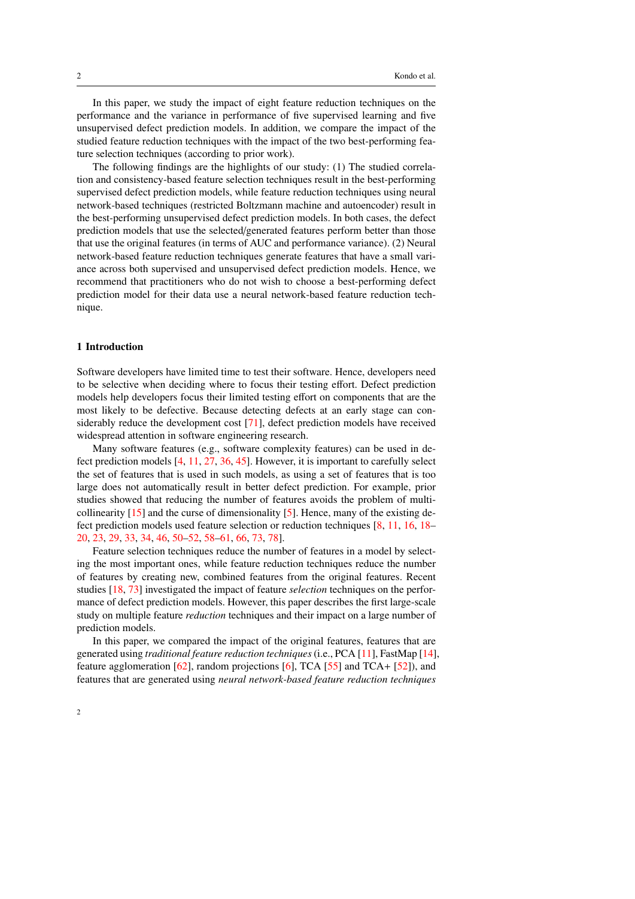In this paper, we study the impact of eight feature reduction techniques on the performance and the variance in performance of five supervised learning and five unsupervised defect prediction models. In addition, we compare the impact of the studied feature reduction techniques with the impact of the two best-performing feature selection techniques (according to prior work).

The following findings are the highlights of our study: (1) The studied correlation and consistency-based feature selection techniques result in the best-performing supervised defect prediction models, while feature reduction techniques using neural network-based techniques (restricted Boltzmann machine and autoencoder) result in the best-performing unsupervised defect prediction models. In both cases, the defect prediction models that use the selected/generated features perform better than those that use the original features (in terms of AUC and performance variance). (2) Neural network-based feature reduction techniques generate features that have a small variance across both supervised and unsupervised defect prediction models. Hence, we recommend that practitioners who do not wish to choose a best-performing defect prediction model for their data use a neural network-based feature reduction technique.

## 1 Introduction

Software developers have limited time to test their software. Hence, developers need to be selective when deciding where to focus their testing effort. Defect prediction models help developers focus their limited testing effort on components that are the most likely to be defective. Because detecting defects at an early stage can considerably reduce the development cost [71], defect prediction models have received widespread attention in software engineering research.

Many software features (e.g., software complexity features) can be used in defect prediction models [4, 11, 27, 36, 45]. However, it is important to carefully select the set of features that is used in such models, as using a set of features that is too large does not automatically result in better defect prediction. For example, prior studies showed that reducing the number of features avoids the problem of multicollinearity [15] and the curse of dimensionality [5]. Hence, many of the existing defect prediction models used feature selection or reduction techniques [8, 11, 16, 18–20, 23, 29, 33, 34, 46, 50–52, 58–61, 66, 73, 78].

Feature selection techniques reduce the number of features in a model by selecting the most important ones, while feature reduction techniques reduce the number of features by creating new, combined features from the original features. Recent studies [18, 73] investigated the impact of feature *selection* techniques on the performance of defect prediction models. However, this paper describes the first large-scale study on multiple feature *reduction* techniques and their impact on a large number of prediction models.

In this paper, we compared the impact of the original features, features that are generated using *traditional feature reduction techniques* (i.e., PCA [11], FastMap [14], feature agglomeration [62], random projections [6], TCA [55] and TCA+ [52]), and features that are generated using *neural network-based feature reduction techniques*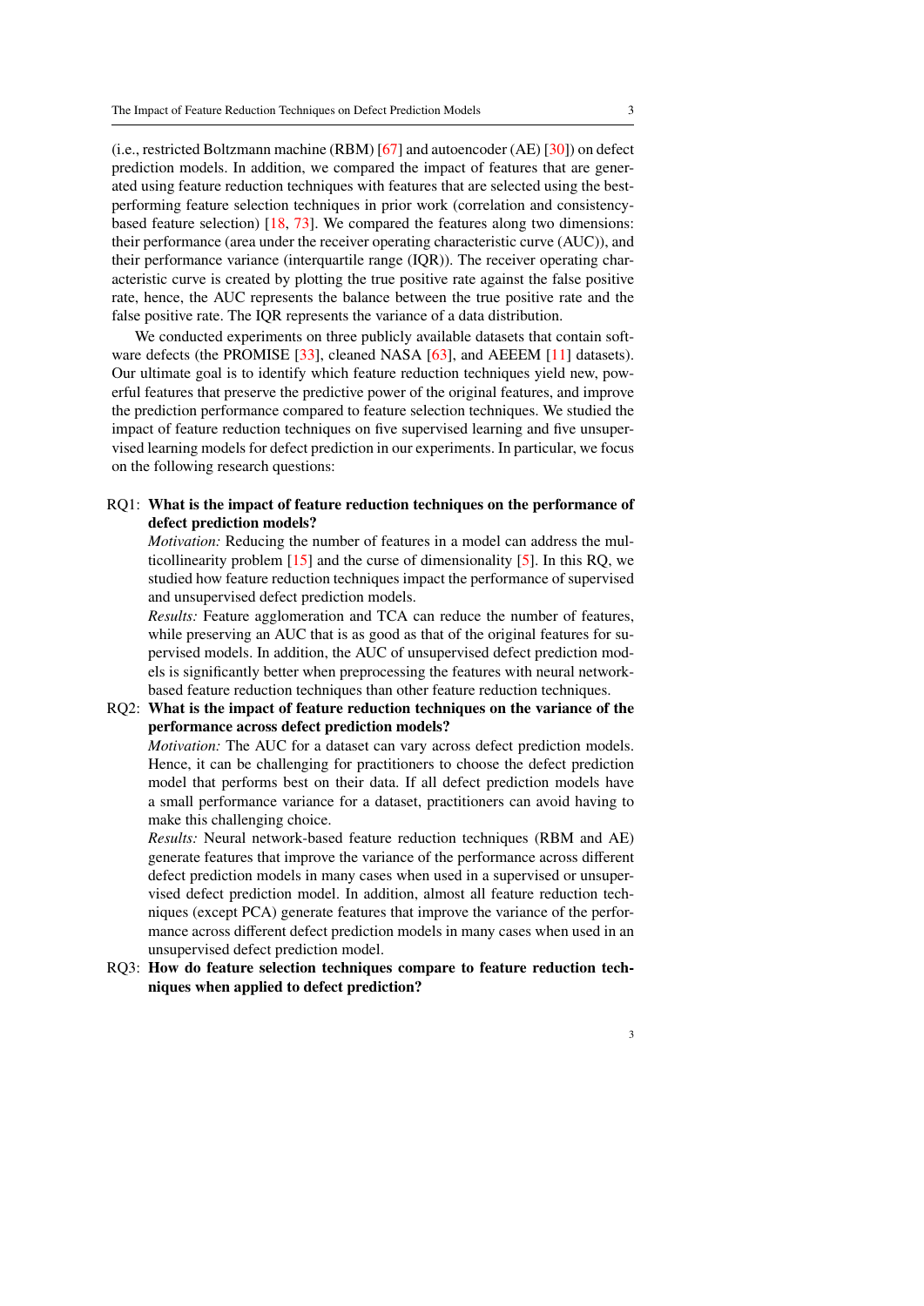(i.e., restricted Boltzmann machine (RBM) [67] and autoencoder (AE) [30]) on defect prediction models. In addition, we compared the impact of features that are generated using feature reduction techniques with features that are selected using the best-performing feature selection techniques in prior work (correlation and consistency-based feature selection) [18, 73]. We compared the features along two dimensions: their performance (area under the receiver operating characteristic curve (AUC)), and their performance variance (interquartile range (IQR)). The receiver operating characteristic curve is created by plotting the true positive rate against the false positive rate, hence, the AUC represents the balance between the true positive rate and the false positive rate. The IQR represents the variance of a data distribution.

We conducted experiments on three publicly available datasets that contain software defects (the PROMISE [33], cleaned NASA [63], and AEEEM [11] datasets). Our ultimate goal is to identify which feature reduction techniques yield new, powerful features that preserve the predictive power of the original features, and improve the prediction performance compared to feature selection techniques. We studied the impact of feature reduction techniques on five supervised learning and five unsupervised learning models for defect prediction in our experiments. In particular, we focus on the following research questions:

RQ1: **What is the impact of feature reduction techniques on the performance of defect prediction models?**
*Motivation:* Reducing the number of features in a model can address the multicollinearity problem [15] and the curse of dimensionality [5]. In this RQ, we studied how feature reduction techniques impact the performance of supervised and unsupervised defect prediction models.
*Results:* Feature agglomeration and TCA can reduce the number of features, while preserving an AUC that is as good as that of the original features for supervised models. In addition, the AUC of unsupervised defect prediction models is significantly better when preprocessing the features with neural network-based feature reduction techniques than other feature reduction techniques.

RQ2: **What is the impact of feature reduction techniques on the variance of the performance across defect prediction models?**
*Motivation:* The AUC for a dataset can vary across defect prediction models. Hence, it can be challenging for practitioners to choose the defect prediction model that performs best on their data. If all defect prediction models have a small performance variance for a dataset, practitioners can avoid having to make this challenging choice.
*Results:* Neural network-based feature reduction techniques (RBM and AE) generate features that improve the variance of the performance across different defect prediction models in many cases when used in a supervised or unsupervised defect prediction model. In addition, almost all feature reduction techniques (except PCA) generate features that improve the variance of the performance across different defect prediction models in many cases when used in an unsupervised defect prediction model.

RQ3: **How do feature selection techniques compare to feature reduction techniques when applied to defect prediction?**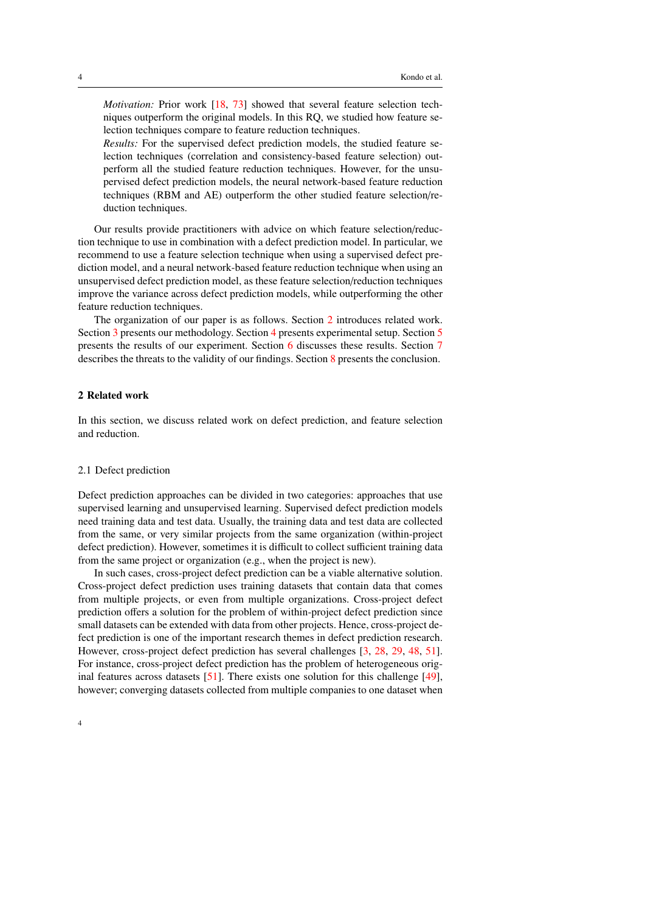*Motivation:* Prior work [18, 73] showed that several feature selection techniques outperform the original models. In this RQ, we studied how feature selection techniques compare to feature reduction techniques.

*Results:* For the supervised defect prediction models, the studied feature selection techniques (correlation and consistency-based feature selection) outperform all the studied feature reduction techniques. However, for the unsupervised defect prediction models, the neural network-based feature reduction techniques (RBM and AE) outperform the other studied feature selection/reduction techniques.

Our results provide practitioners with advice on which feature selection/reduction technique to use in combination with a defect prediction model. In particular, we recommend to use a feature selection technique when using a supervised defect prediction model, and a neural network-based feature reduction technique when using an unsupervised defect prediction model, as these feature selection/reduction techniques improve the variance across defect prediction models, while outperforming the other feature reduction techniques.

The organization of our paper is as follows. Section 2 introduces related work. Section 3 presents our methodology. Section 4 presents experimental setup. Section 5 presents the results of our experiment. Section 6 discusses these results. Section 7 describes the threats to the validity of our findings. Section 8 presents the conclusion.

## 2 Related work

In this section, we discuss related work on defect prediction, and feature selection and reduction.

### 2.1 Defect prediction

Defect prediction approaches can be divided in two categories: approaches that use supervised learning and unsupervised learning. Supervised defect prediction models need training data and test data. Usually, the training data and test data are collected from the same, or very similar projects from the same organization (within-project defect prediction). However, sometimes it is difficult to collect sufficient training data from the same project or organization (e.g., when the project is new).

In such cases, cross-project defect prediction can be a viable alternative solution. Cross-project defect prediction uses training datasets that contain data that comes from multiple projects, or even from multiple organizations. Cross-project defect prediction offers a solution for the problem of within-project defect prediction since small datasets can be extended with data from other projects. Hence, cross-project defect prediction is one of the important research themes in defect prediction research. However, cross-project defect prediction has several challenges [3, 28, 29, 48, 51]. For instance, cross-project defect prediction has the problem of heterogeneous original features across datasets [51]. There exists one solution for this challenge [49], however; converging datasets collected from multiple companies to one dataset when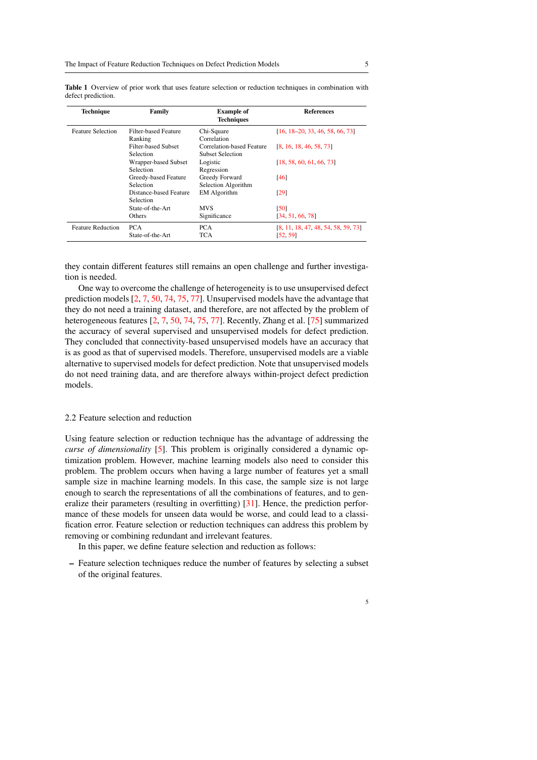**Table 1** Overview of prior work that uses feature selection or reduction techniques in combination with defect prediction.

| Technique | Family | Example of Techniques | References |
|---|---|---|---|
| Feature Selection | Filter-based Feature Ranking | Chi-Square Correlation | [16, 18–20, 33, 46, 58, 66, 73] |
| | Filter-based Subset Selection | Correlation-based Feature Subset Selection | [8, 16, 18, 46, 58, 73] |
| | Wrapper-based Subset Selection | Logistic Regression | [18, 58, 60, 61, 66, 73] |
| | Greedy-based Feature Selection | Greedy Forward Selection Algorithm | [46] |
| | Distance-based Feature Selection | EM Algorithm | [29] |
| | State-of-the-Art | MVS | [50] |
| | Others | Significance | [34, 51, 66, 78] |
| Feature Reduction | PCA | PCA | [8, 11, 18, 47, 48, 54, 58, 59, 73] |
| | State-of-the-Art | TCA | [52, 59] |

they contain different features still remains an open challenge and further investigation is needed.

One way to overcome the challenge of heterogeneity is to use unsupervised defect prediction models [2, 7, 50, 74, 75, 77]. Unsupervised models have the advantage that they do not need a training dataset, and therefore, are not affected by the problem of heterogeneous features [2, 7, 50, 74, 75, 77]. Recently, Zhang et al. [75] summarized the accuracy of several supervised and unsupervised models for defect prediction. They concluded that connectivity-based unsupervised models have an accuracy that is as good as that of supervised models. Therefore, unsupervised models are a viable alternative to supervised models for defect prediction. Note that unsupervised models do not need training data, and are therefore always within-project defect prediction models.

## 2.2 Feature selection and reduction

Using feature selection or reduction technique has the advantage of addressing the *curse of dimensionality* [5]. This problem is originally considered a dynamic optimization problem. However, machine learning models also need to consider this problem. The problem occurs when having a large number of features yet a small sample size in machine learning models. In this case, the sample size is not large enough to search the representations of all the combinations of features, and to generalize their parameters (resulting in overfitting) [31]. Hence, the prediction performance of these models for unseen data would be worse, and could lead to a classification error. Feature selection or reduction techniques can address this problem by removing or combining redundant and irrelevant features.

In this paper, we define feature selection and reduction as follows:

– Feature selection techniques reduce the number of features by selecting a subset of the original features.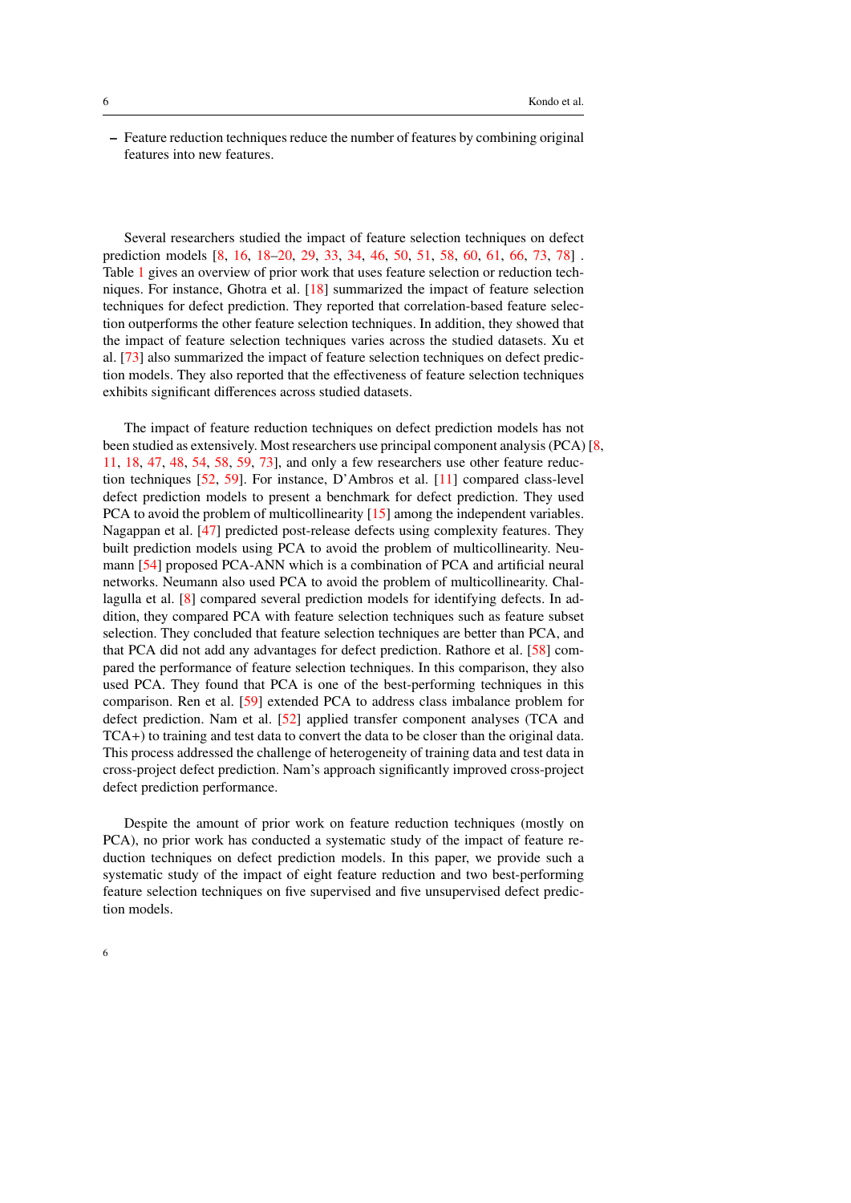– Feature reduction techniques reduce the number of features by combining original features into new features.

Several researchers studied the impact of feature selection techniques on defect prediction models [8, 16, 18–20, 29, 33, 34, 46, 50, 51, 58, 60, 61, 66, 73, 78] . Table 1 gives an overview of prior work that uses feature selection or reduction techniques. For instance, Ghotra et al. [18] summarized the impact of feature selection techniques for defect prediction. They reported that correlation-based feature selection outperforms the other feature selection techniques. In addition, they showed that the impact of feature selection techniques varies across the studied datasets. Xu et al. [73] also summarized the impact of feature selection techniques on defect prediction models. They also reported that the effectiveness of feature selection techniques exhibits significant differences across studied datasets.

The impact of feature reduction techniques on defect prediction models has not been studied as extensively. Most researchers use principal component analysis (PCA) [8, 11, 18, 47, 48, 54, 58, 59, 73], and only a few researchers use other feature reduction techniques [52, 59]. For instance, D'Ambros et al. [11] compared class-level defect prediction models to present a benchmark for defect prediction. They used PCA to avoid the problem of multicollinearity [15] among the independent variables. Nagappan et al. [47] predicted post-release defects using complexity features. They built prediction models using PCA to avoid the problem of multicollinearity. Neumann [54] proposed PCA-ANN which is a combination of PCA and artificial neural networks. Neumann also used PCA to avoid the problem of multicollinearity. Challagulla et al. [8] compared several prediction models for identifying defects. In addition, they compared PCA with feature selection techniques such as feature subset selection. They concluded that feature selection techniques are better than PCA, and that PCA did not add any advantages for defect prediction. Rathore et al. [58] compared the performance of feature selection techniques. In this comparison, they also used PCA. They found that PCA is one of the best-performing techniques in this comparison. Ren et al. [59] extended PCA to address class imbalance problem for defect prediction. Nam et al. [52] applied transfer component analyses (TCA and TCA+) to training and test data to convert the data to be closer than the original data. This process addressed the challenge of heterogeneity of training data and test data in cross-project defect prediction. Nam's approach significantly improved cross-project defect prediction performance.

Despite the amount of prior work on feature reduction techniques (mostly on PCA), no prior work has conducted a systematic study of the impact of feature reduction techniques on defect prediction models. In this paper, we provide such a systematic study of the impact of eight feature reduction and two best-performing feature selection techniques on five supervised and five unsupervised defect prediction models.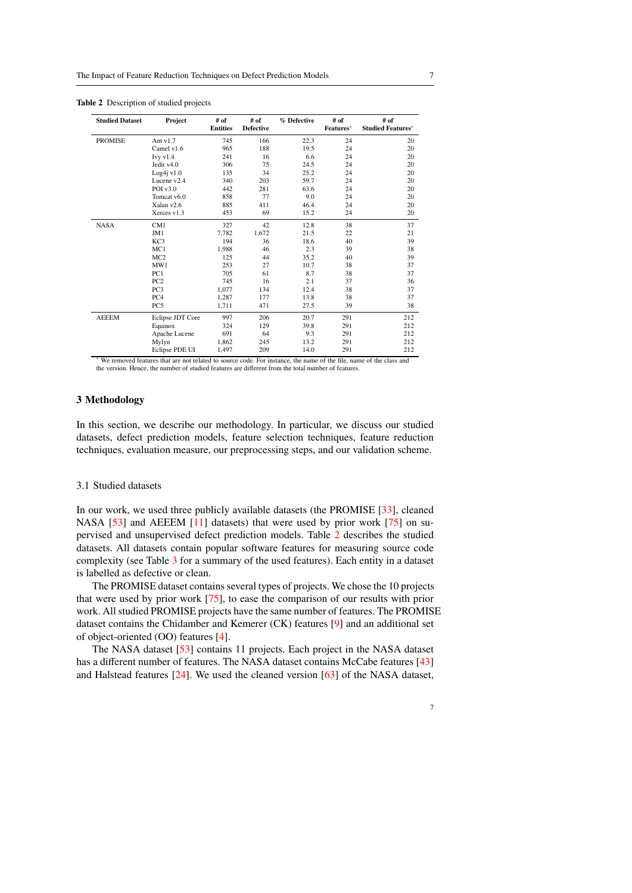**Table 2** Description of studied projects

| Studied Dataset | Project | # of Entities | # of Defective | % Defective | # of Features* | # of Studied Features* |
|---|---|---|---|---|---|---|
| PROMISE | Ant v1.7 | 745 | 166 | 22.3 | 24 | 20 |
| | Camel v1.6 | 965 | 188 | 19.5 | 24 | 20 |
| | Ivy v1.4 | 241 | 16 | 6.6 | 24 | 20 |
| | Jedit v4.0 | 306 | 75 | 24.5 | 24 | 20 |
| | Log4j v1.0 | 135 | 34 | 25.2 | 24 | 20 |
| | Lucene v2.4 | 340 | 203 | 59.7 | 24 | 20 |
| | POI v3.0 | 442 | 281 | 63.6 | 24 | 20 |
| | Tomcat v6.0 | 858 | 77 | 9.0 | 24 | 20 |
| | Xalan v2.6 | 885 | 411 | 46.4 | 24 | 20 |
| | Xerces v1.3 | 453 | 69 | 15.2 | 24 | 20 |
| NASA | CM1 | 327 | 42 | 12.8 | 38 | 37 |
| | JM1 | 7,782 | 1,672 | 21.5 | 22 | 21 |
| | KC3 | 194 | 36 | 18.6 | 40 | 39 |
| | MC1 | 1,988 | 46 | 2.3 | 39 | 38 |
| | MC2 | 125 | 44 | 35.2 | 40 | 39 |
| | MW1 | 253 | 27 | 10.7 | 38 | 37 |
| | PC1 | 705 | 61 | 8.7 | 38 | 37 |
| | PC2 | 745 | 16 | 2.1 | 37 | 36 |
| | PC3 | 1,077 | 134 | 12.4 | 38 | 37 |
| | PC4 | 1,287 | 177 | 13.8 | 38 | 37 |
| | PC5 | 1,711 | 471 | 27.5 | 39 | 38 |
| AEEEM | Eclipse JDT Core | 997 | 206 | 20.7 | 291 | 212 |
| | Equinox | 324 | 129 | 39.8 | 291 | 212 |
| | Apache Lucene | 691 | 64 | 9.3 | 291 | 212 |
| | Mylyn | 1,862 | 245 | 13.2 | 291 | 212 |
| | Eclipse PDE UI | 1,497 | 209 | 14.0 | 291 | 212 |

* We removed features that are not related to source code. For instance, the name of the file, name of the class and the version. Hence, the number of studied features are different from the total number of features.

## 3 Methodology

In this section, we describe our methodology. In particular, we discuss our studied datasets, defect prediction models, feature selection techniques, feature reduction techniques, evaluation measure, our preprocessing steps, and our validation scheme.

### 3.1 Studied datasets

In our work, we used three publicly available datasets (the PROMISE [33], cleaned NASA [53] and AEEEM [11] datasets) that were used by prior work [75] on supervised and unsupervised defect prediction models. Table 2 describes the studied datasets. All datasets contain popular software features for measuring source code complexity (see Table 3 for a summary of the used features). Each entity in a dataset is labelled as defective or clean.

The PROMISE dataset contains several types of projects. We chose the 10 projects that were used by prior work [75], to ease the comparison of our results with prior work. All studied PROMISE projects have the same number of features. The PROMISE dataset contains the Chidamber and Kemerer (CK) features [9] and an additional set of object-oriented (OO) features [4].

The NASA dataset [53] contains 11 projects. Each project in the NASA dataset has a different number of features. The NASA dataset contains McCabe features [43] and Halstead features [24]. We used the cleaned version [63] of the NASA dataset,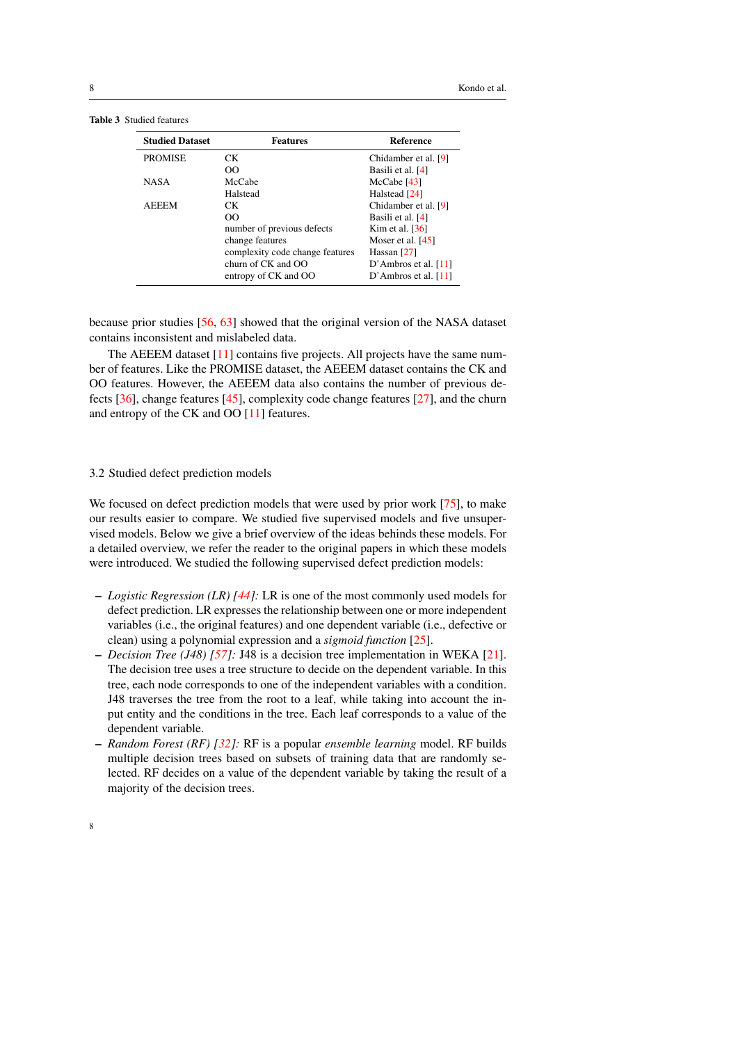**Table 3** Studied features

| Studied Dataset | Features | Reference |
|---|---|---|
| PROMISE | CK | Chidamber et al. [9] |
| | OO | Basili et al. [4] |
| NASA | McCabe | McCabe [43] |
| | Halstead | Halstead [24] |
| AEEEM | CK | Chidamber et al. [9] |
| | OO | Basili et al. [4] |
| | number of previous defects | Kim et al. [36] |
| | change features | Moser et al. [45] |
| | complexity code change features | Hassan [27] |
| | churn of CK and OO | D'Ambros et al. [11] |
| | entropy of CK and OO | D'Ambros et al. [11] |

because prior studies [56, 63] showed that the original version of the NASA dataset contains inconsistent and mislabeled data.

The AEEEM dataset [11] contains five projects. All projects have the same number of features. Like the PROMISE dataset, the AEEEM dataset contains the CK and OO features. However, the AEEEM data also contains the number of previous defects [36], change features [45], complexity code change features [27], and the churn and entropy of the CK and OO [11] features.

### 3.2 Studied defect prediction models

We focused on defect prediction models that were used by prior work [75], to make our results easier to compare. We studied five supervised models and five unsupervised models. Below we give a brief overview of the ideas behinds these models. For a detailed overview, we refer the reader to the original papers in which these models were introduced. We studied the following supervised defect prediction models:

- *Logistic Regression (LR) [44]:* LR is one of the most commonly used models for defect prediction. LR expresses the relationship between one or more independent variables (i.e., the original features) and one dependent variable (i.e., defective or clean) using a polynomial expression and a *sigmoid function* [25].
- *Decision Tree (J48) [57]:* J48 is a decision tree implementation in WEKA [21]. The decision tree uses a tree structure to decide on the dependent variable. In this tree, each node corresponds to one of the independent variables with a condition. J48 traverses the tree from the root to a leaf, while taking into account the input entity and the conditions in the tree. Each leaf corresponds to a value of the dependent variable.
- *Random Forest (RF) [32]:* RF is a popular *ensemble learning* model. RF builds multiple decision trees based on subsets of training data that are randomly selected. RF decides on a value of the dependent variable by taking the result of a majority of the decision trees.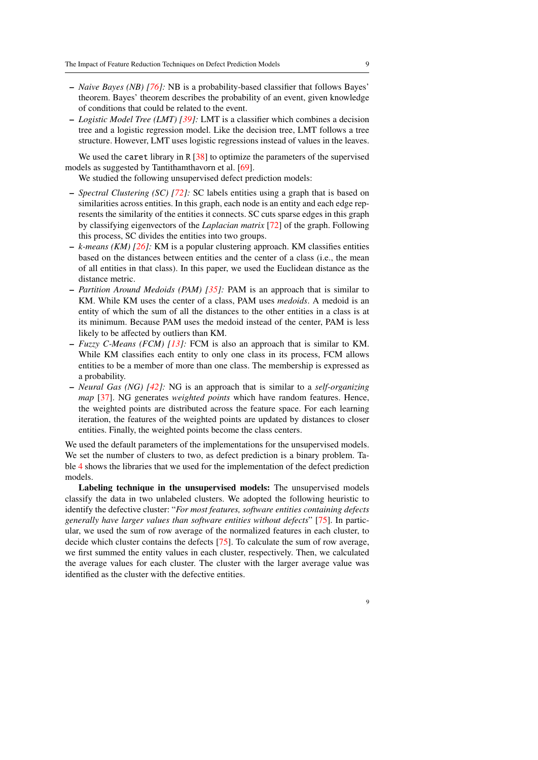- *Naive Bayes (NB) [76]:* NB is a probability-based classifier that follows Bayes' theorem. Bayes' theorem describes the probability of an event, given knowledge of conditions that could be related to the event.
- *Logistic Model Tree (LMT) [39]:* LMT is a classifier which combines a decision tree and a logistic regression model. Like the decision tree, LMT follows a tree structure. However, LMT uses logistic regressions instead of values in the leaves.

We used the `caret` library in `R` [38] to optimize the parameters of the supervised models as suggested by Tantithamthavorn et al. [69].

We studied the following unsupervised defect prediction models:

- *Spectral Clustering (SC) [72]:* SC labels entities using a graph that is based on similarities across entities. In this graph, each node is an entity and each edge represents the similarity of the entities it connects. SC cuts sparse edges in this graph by classifying eigenvectors of the *Laplacian matrix* [72] of the graph. Following this process, SC divides the entities into two groups.
- *k-means (KM) [26]:* KM is a popular clustering approach. KM classifies entities based on the distances between entities and the center of a class (i.e., the mean of all entities in that class). In this paper, we used the Euclidean distance as the distance metric.
- *Partition Around Medoids (PAM) [35]:* PAM is an approach that is similar to KM. While KM uses the center of a class, PAM uses *medoids*. A medoid is an entity of which the sum of all the distances to the other entities in a class is at its minimum. Because PAM uses the medoid instead of the center, PAM is less likely to be affected by outliers than KM.
- *Fuzzy C-Means (FCM) [13]:* FCM is also an approach that is similar to KM. While KM classifies each entity to only one class in its process, FCM allows entities to be a member of more than one class. The membership is expressed as a probability.
- *Neural Gas (NG) [42]:* NG is an approach that is similar to a *self-organizing map* [37]. NG generates *weighted points* which have random features. Hence, the weighted points are distributed across the feature space. For each learning iteration, the features of the weighted points are updated by distances to closer entities. Finally, the weighted points become the class centers.

We used the default parameters of the implementations for the unsupervised models. We set the number of clusters to two, as defect prediction is a binary problem. Table 4 shows the libraries that we used for the implementation of the defect prediction models.

**Labeling technique in the unsupervised models:** The unsupervised models classify the data in two unlabeled clusters. We adopted the following heuristic to identify the defective cluster: "*For most features, software entities containing defects generally have larger values than software entities without defects*" [75]. In particular, we used the sum of row average of the normalized features in each cluster, to decide which cluster contains the defects [75]. To calculate the sum of row average, we first summed the entity values in each cluster, respectively. Then, we calculated the average values for each cluster. The cluster with the larger average value was identified as the cluster with the defective entities.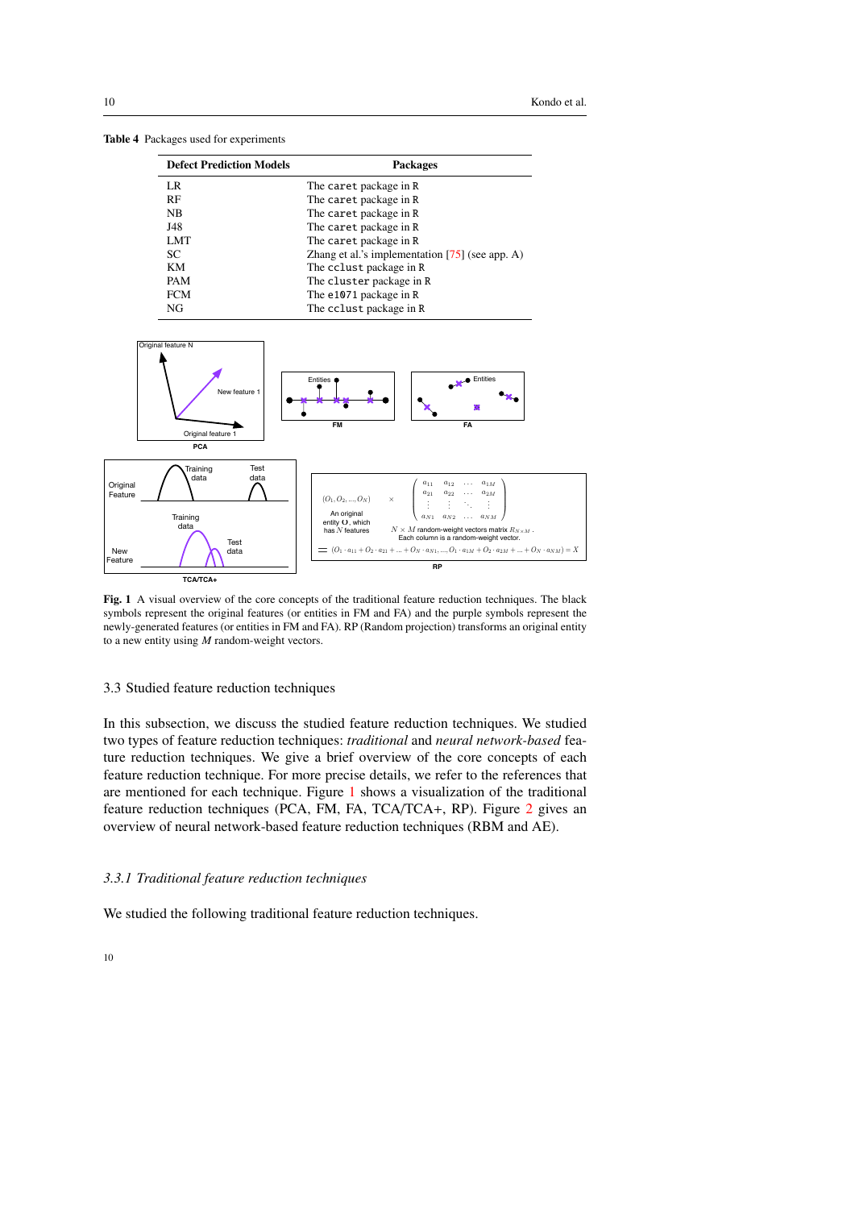**Table 4** Packages used for experiments

| Defect Prediction Models | Packages |
|---|---|
| LR | The caret package in R |
| RF | The caret package in R |
| NB | The caret package in R |
| J48 | The caret package in R |
| LMT | The caret package in R |
| SC | Zhang et al.'s implementation [75] (see app. A) |
| KM | The cclust package in R |
| PAM | The cluster package in R |
| FCM | The e1071 package in R |
| NG | The cclust package in R |

**Fig. 1** A visual overview of the core concepts of the traditional feature reduction techniques. The black symbols represent the original features (or entities in FM and FA) and the purple symbols represent the newly-generated features (or entities in FM and FA). RP (Random projection) transforms an original entity to a new entity using $M$ random-weight vectors.

## 3.3 Studied feature reduction techniques

In this subsection, we discuss the studied feature reduction techniques. We studied two types of feature reduction techniques: *traditional* and *neural network-based* feature reduction techniques. We give a brief overview of the core concepts of each feature reduction technique. For more precise details, we refer to the references that are mentioned for each technique. Figure 1 shows a visualization of the traditional feature reduction techniques (PCA, FM, FA, TCA/TCA+, RP). Figure 2 gives an overview of neural network-based feature reduction techniques (RBM and AE).

### *3.3.1 Traditional feature reduction techniques*

We studied the following traditional feature reduction techniques.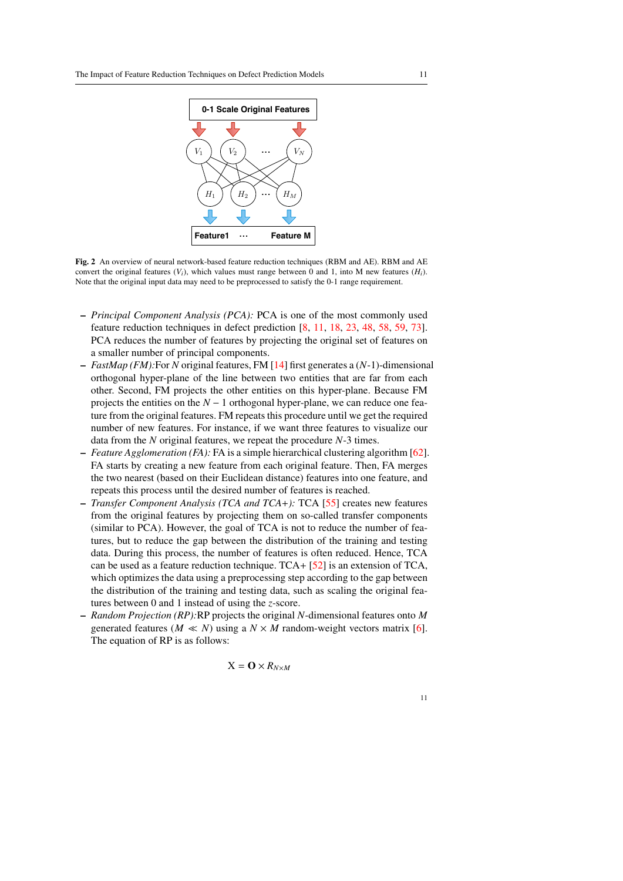**Fig. 2** An overview of neural network-based feature reduction techniques (RBM and AE). RBM and AE convert the original features ($V_i$), which values must range between 0 and 1, into M new features ($H_i$). Note that the original input data may need to be preprocessed to satisfy the 0-1 range requirement.

- *Principal Component Analysis (PCA):* PCA is one of the most commonly used feature reduction techniques in defect prediction [8, 11, 18, 23, 48, 58, 59, 73]. PCA reduces the number of features by projecting the original set of features on a smaller number of principal components.
- *FastMap (FM):*For $N$ original features, FM [14] first generates a ($N$-1)-dimensional orthogonal hyper-plane of the line between two entities that are far from each other. Second, FM projects the other entities on this hyper-plane. Because FM projects the entities on the $N-1$ orthogonal hyper-plane, we can reduce one feature from the original features. FM repeats this procedure until we get the required number of new features. For instance, if we want three features to visualize our data from the $N$ original features, we repeat the procedure $N$-3 times.
- *Feature Agglomeration (FA):* FA is a simple hierarchical clustering algorithm [62]. FA starts by creating a new feature from each original feature. Then, FA merges the two nearest (based on their Euclidean distance) features into one feature, and repeats this process until the desired number of features is reached.
- *Transfer Component Analysis (TCA and TCA+):* TCA [55] creates new features from the original features by projecting them on so-called transfer components (similar to PCA). However, the goal of TCA is not to reduce the number of features, but to reduce the gap between the distribution of the training and testing data. During this process, the number of features is often reduced. Hence, TCA can be used as a feature reduction technique. TCA+ [52] is an extension of TCA, which optimizes the data using a preprocessing step according to the gap between the distribution of the training and testing data, such as scaling the original features between 0 and 1 instead of using the $z$-score.
- *Random Projection (RP):*RP projects the original $N$-dimensional features onto $M$ generated features ($M \ll N$) using a $N \times M$ random-weight vectors matrix [6]. The equation of RP is as follows:

$$\text{X} = \mathbf{O} \times R_{N \times M}$$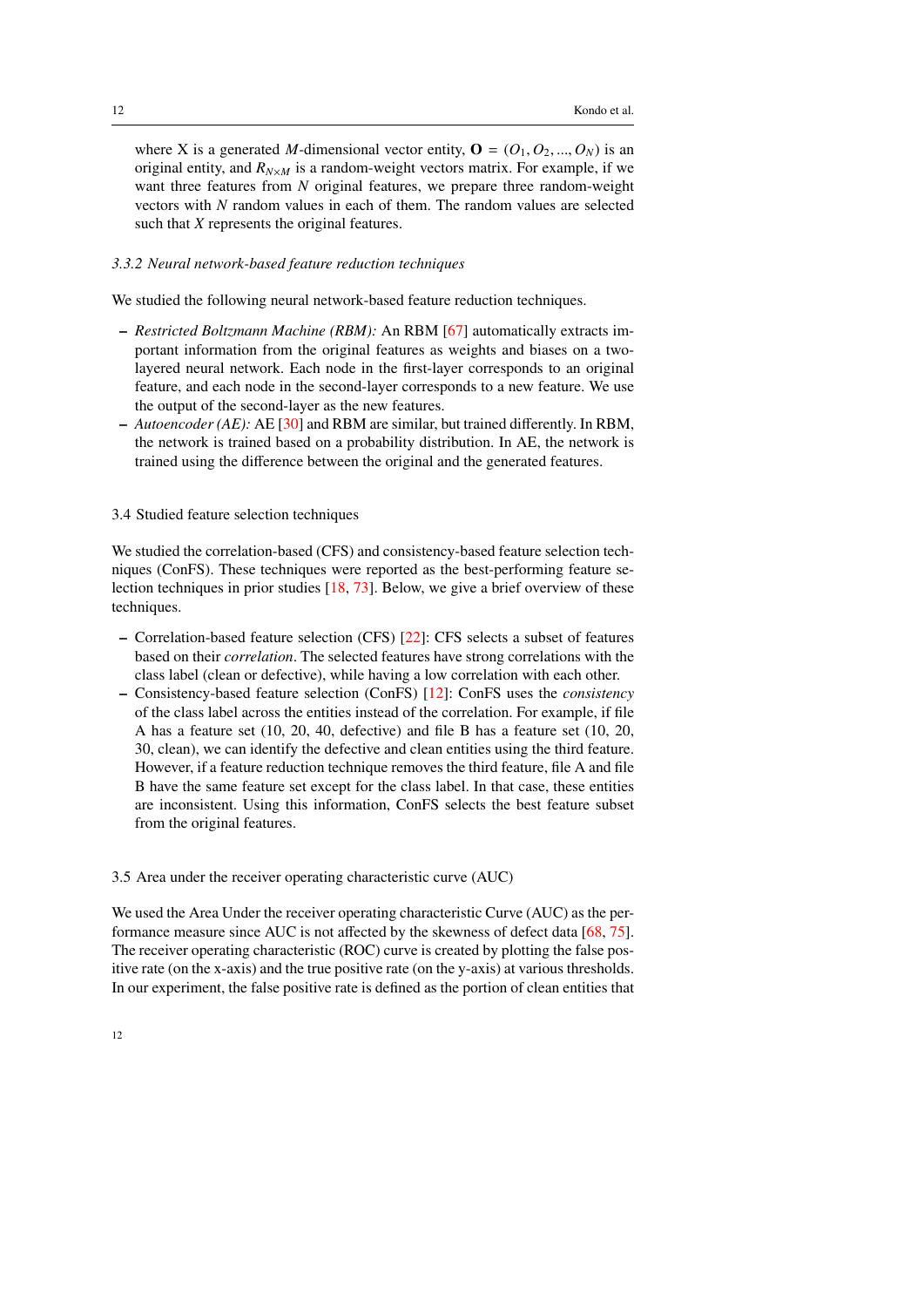where X is a generated $M$-dimensional vector entity, $\mathbf{O} = (O_1, O_2, ..., O_N)$ is an original entity, and $R_{N \times M}$ is a random-weight vectors matrix. For example, if we want three features from $N$ original features, we prepare three random-weight vectors with $N$ random values in each of them. The random values are selected such that $X$ represents the original features.

#### 3.3.2 Neural network-based feature reduction techniques

We studied the following neural network-based feature reduction techniques.

– *Restricted Boltzmann Machine (RBM):* An RBM [67] automatically extracts important information from the original features as weights and biases on a two-layered neural network. Each node in the first-layer corresponds to an original feature, and each node in the second-layer corresponds to a new feature. We use the output of the second-layer as the new features.
– *Autoencoder (AE):* AE [30] and RBM are similar, but trained differently. In RBM, the network is trained based on a probability distribution. In AE, the network is trained using the difference between the original and the generated features.

### 3.4 Studied feature selection techniques

We studied the correlation-based (CFS) and consistency-based feature selection techniques (ConFS). These techniques were reported as the best-performing feature selection techniques in prior studies [18, 73]. Below, we give a brief overview of these techniques.

– Correlation-based feature selection (CFS) [22]: CFS selects a subset of features based on their *correlation*. The selected features have strong correlations with the class label (clean or defective), while having a low correlation with each other.
– Consistency-based feature selection (ConFS) [12]: ConFS uses the *consistency* of the class label across the entities instead of the correlation. For example, if file A has a feature set (10, 20, 40, defective) and file B has a feature set (10, 20, 30, clean), we can identify the defective and clean entities using the third feature. However, if a feature reduction technique removes the third feature, file A and file B have the same feature set except for the class label. In that case, these entities are inconsistent. Using this information, ConFS selects the best feature subset from the original features.

### 3.5 Area under the receiver operating characteristic curve (AUC)

We used the Area Under the receiver operating characteristic Curve (AUC) as the performance measure since AUC is not affected by the skewness of defect data [68, 75]. The receiver operating characteristic (ROC) curve is created by plotting the false positive rate (on the x-axis) and the true positive rate (on the y-axis) at various thresholds. In our experiment, the false positive rate is defined as the portion of clean entities that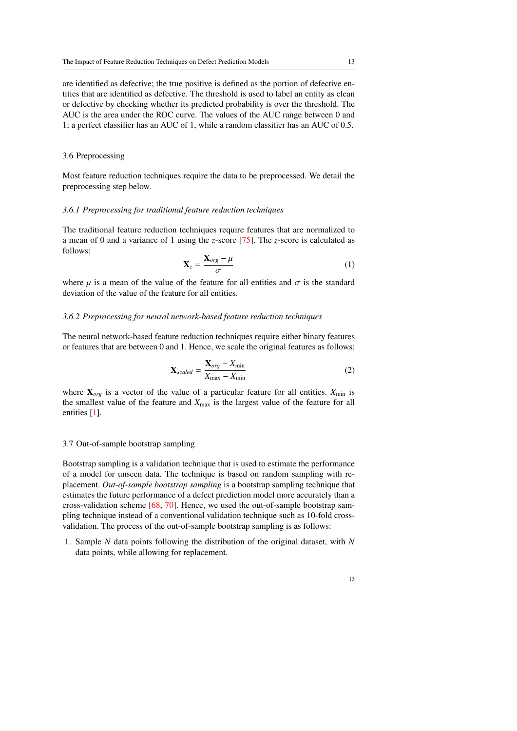are identified as defective; the true positive is defined as the portion of defective entities that are identified as defective. The threshold is used to label an entity as clean or defective by checking whether its predicted probability is over the threshold. The AUC is the area under the ROC curve. The values of the AUC range between 0 and 1; a perfect classifier has an AUC of 1, while a random classifier has an AUC of 0.5.

## 3.6 Preprocessing

Most feature reduction techniques require the data to be preprocessed. We detail the preprocessing step below.

### *3.6.1 Preprocessing for traditional feature reduction techniques*

The traditional feature reduction techniques require features that are normalized to a mean of 0 and a variance of 1 using the $z$-score [75]. The $z$-score is calculated as follows:

$$\mathbf{X}_z = \frac{\mathbf{X}_{org} - \mu}{\sigma} \tag{1}$$

where $\mu$ is a mean of the value of the feature for all entities and $\sigma$ is the standard deviation of the value of the feature for all entities.

### *3.6.2 Preprocessing for neural network-based feature reduction techniques*

The neural network-based feature reduction techniques require either binary features or features that are between 0 and 1. Hence, we scale the original features as follows:

$$\mathbf{X}_{scaled} = \frac{\mathbf{X}_{org} - X_{\min}}{X_{\max} - X_{\min}} \tag{2}$$

where $\mathbf{X}_{org}$ is a vector of the value of a particular feature for all entities. $X_{\min}$ is the smallest value of the feature and $X_{\max}$ is the largest value of the feature for all entities [1].

## 3.7 Out-of-sample bootstrap sampling

Bootstrap sampling is a validation technique that is used to estimate the performance of a model for unseen data. The technique is based on random sampling with replacement. *Out-of-sample bootstrap sampling* is a bootstrap sampling technique that estimates the future performance of a defect prediction model more accurately than a cross-validation scheme [68, 70]. Hence, we used the out-of-sample bootstrap sampling technique instead of a conventional validation technique such as 10-fold cross-validation. The process of the out-of-sample bootstrap sampling is as follows:

1. Sample $N$ data points following the distribution of the original dataset, with $N$ data points, while allowing for replacement.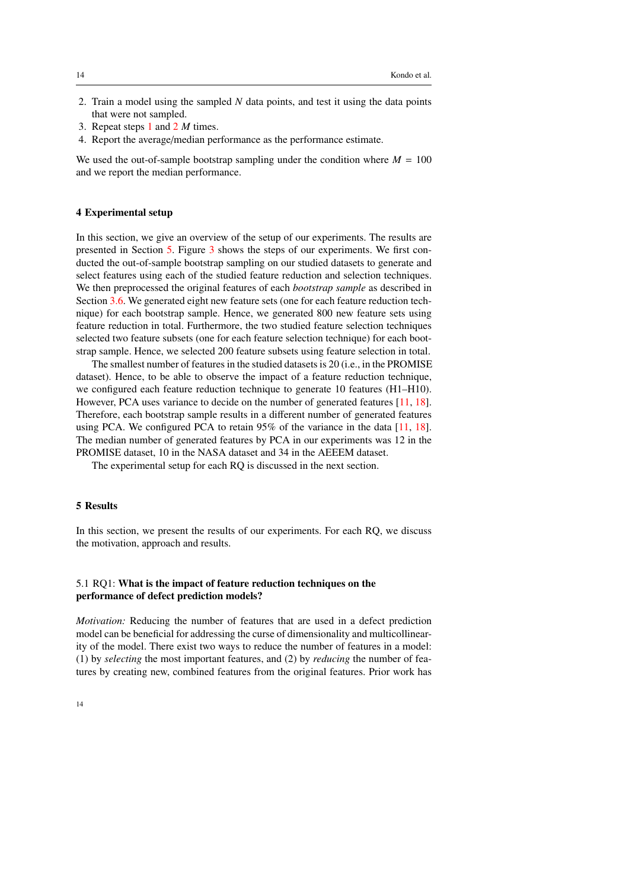2. Train a model using the sampled $N$ data points, and test it using the data points that were not sampled.
3. Repeat steps 1 and 2 $M$ times.
4. Report the average/median performance as the performance estimate.

We used the out-of-sample bootstrap sampling under the condition where $M = 100$ and we report the median performance.

## 4 Experimental setup

In this section, we give an overview of the setup of our experiments. The results are presented in Section 5. Figure 3 shows the steps of our experiments. We first conducted the out-of-sample bootstrap sampling on our studied datasets to generate and select features using each of the studied feature reduction and selection techniques. We then preprocessed the original features of each *bootstrap sample* as described in Section 3.6. We generated eight new feature sets (one for each feature reduction technique) for each bootstrap sample. Hence, we generated 800 new feature sets using feature reduction in total. Furthermore, the two studied feature selection techniques selected two feature subsets (one for each feature selection technique) for each bootstrap sample. Hence, we selected 200 feature subsets using feature selection in total.

The smallest number of features in the studied datasets is 20 (i.e., in the PROMISE dataset). Hence, to be able to observe the impact of a feature reduction technique, we configured each feature reduction technique to generate 10 features (H1–H10). However, PCA uses variance to decide on the number of generated features [11, 18]. Therefore, each bootstrap sample results in a different number of generated features using PCA. We configured PCA to retain 95% of the variance in the data [11, 18]. The median number of generated features by PCA in our experiments was 12 in the PROMISE dataset, 10 in the NASA dataset and 34 in the AEEEM dataset.

The experimental setup for each RQ is discussed in the next section.

## 5 Results

In this section, we present the results of our experiments. For each RQ, we discuss the motivation, approach and results.

### 5.1 RQ1: **What is the impact of feature reduction techniques on the performance of defect prediction models?**

*Motivation:* Reducing the number of features that are used in a defect prediction model can be beneficial for addressing the curse of dimensionality and multicollinearity of the model. There exist two ways to reduce the number of features in a model: (1) by *selecting* the most important features, and (2) by *reducing* the number of features by creating new, combined features from the original features. Prior work has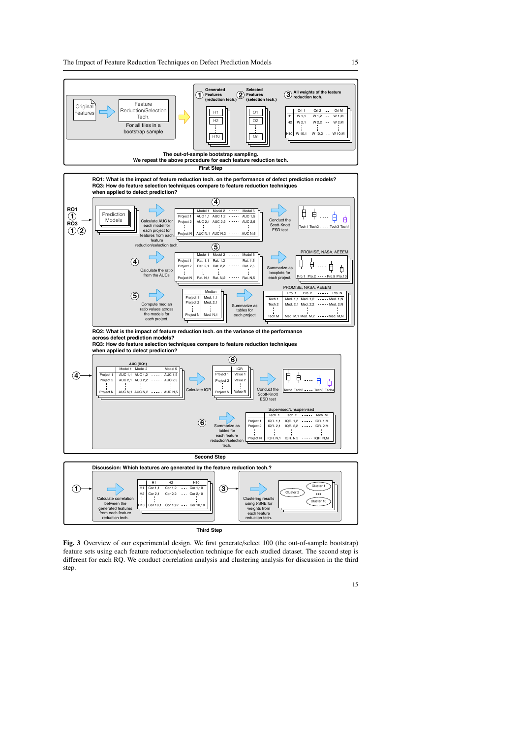**Fig. 3** Overview of our experimental design. We first generate/select 100 (the out-of-sample bootstrap) feature sets using each feature reduction/selection technique for each studied dataset. The second step is different for each RQ. We conduct correlation analysis and clustering analysis for discussion in the third step.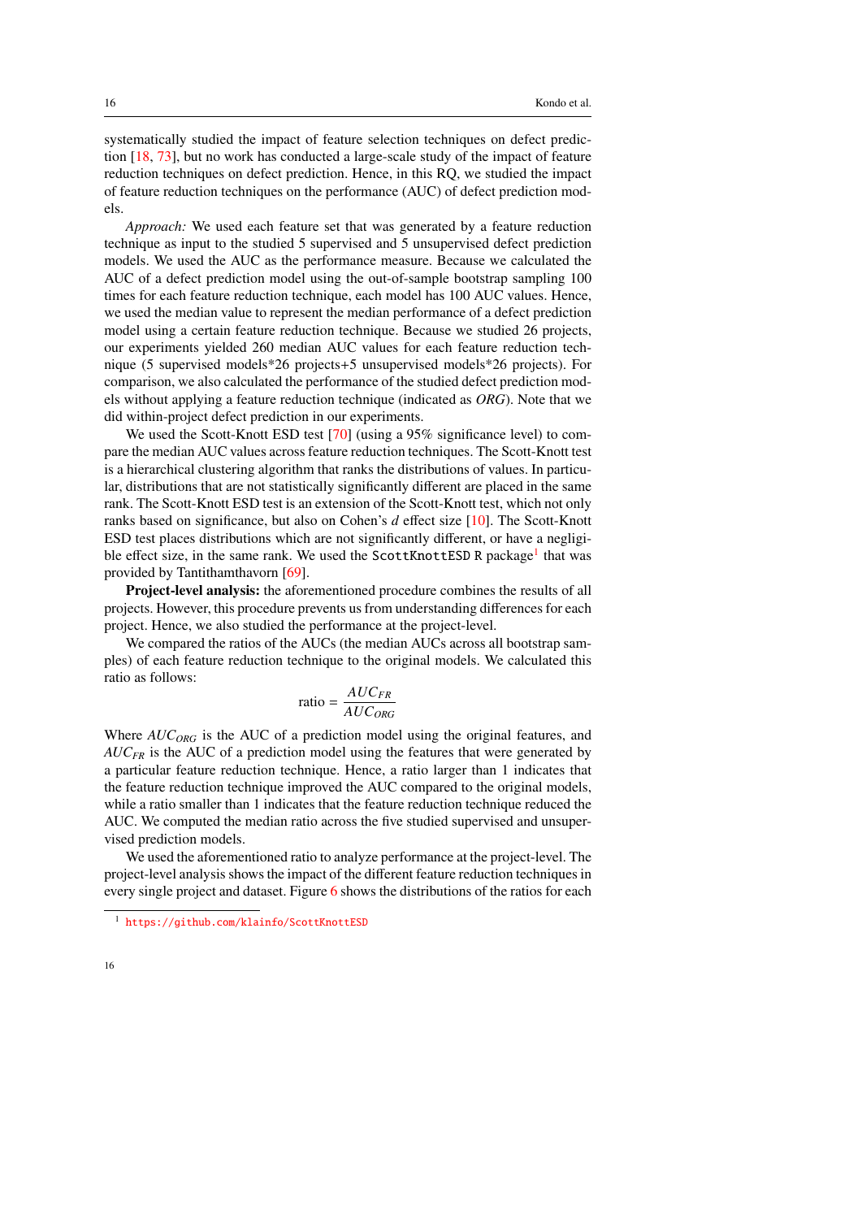systematically studied the impact of feature selection techniques on defect prediction [18, 73], but no work has conducted a large-scale study of the impact of feature reduction techniques on defect prediction. Hence, in this RQ, we studied the impact of feature reduction techniques on the performance (AUC) of defect prediction models.

*Approach:* We used each feature set that was generated by a feature reduction technique as input to the studied 5 supervised and 5 unsupervised defect prediction models. We used the AUC as the performance measure. Because we calculated the AUC of a defect prediction model using the out-of-sample bootstrap sampling 100 times for each feature reduction technique, each model has 100 AUC values. Hence, we used the median value to represent the median performance of a defect prediction model using a certain feature reduction technique. Because we studied 26 projects, our experiments yielded 260 median AUC values for each feature reduction technique (5 supervised models*26 projects+5 unsupervised models*26 projects). For comparison, we also calculated the performance of the studied defect prediction models without applying a feature reduction technique (indicated as *ORG*). Note that we did within-project defect prediction in our experiments.

We used the Scott-Knott ESD test [70] (using a 95% significance level) to compare the median AUC values across feature reduction techniques. The Scott-Knott test is a hierarchical clustering algorithm that ranks the distributions of values. In particular, distributions that are not statistically significantly different are placed in the same rank. The Scott-Knott ESD test is an extension of the Scott-Knott test, which not only ranks based on significance, but also on Cohen's *d* effect size [10]. The Scott-Knott ESD test places distributions which are not significantly different, or have a negligible effect size, in the same rank. We used the `ScottKnottESD` R package[1] that was provided by Tantithamthavorn [69].

**Project-level analysis:** the aforementioned procedure combines the results of all projects. However, this procedure prevents us from understanding differences for each project. Hence, we also studied the performance at the project-level.

We compared the ratios of the AUCs (the median AUCs across all bootstrap samples) of each feature reduction technique to the original models. We calculated this ratio as follows:

$$\text{ratio} = \frac{AUC_{FR}}{AUC_{ORG}}$$

Where $AUC_{ORG}$ is the AUC of a prediction model using the original features, and $AUC_{FR}$ is the AUC of a prediction model using the features that were generated by a particular feature reduction technique. Hence, a ratio larger than 1 indicates that the feature reduction technique improved the AUC compared to the original models, while a ratio smaller than 1 indicates that the feature reduction technique reduced the AUC. We computed the median ratio across the five studied supervised and unsupervised prediction models.

We used the aforementioned ratio to analyze performance at the project-level. The project-level analysis shows the impact of the different feature reduction techniques in every single project and dataset. Figure 6 shows the distributions of the ratios for each

[1] https://github.com/klainfo/ScottKnottESD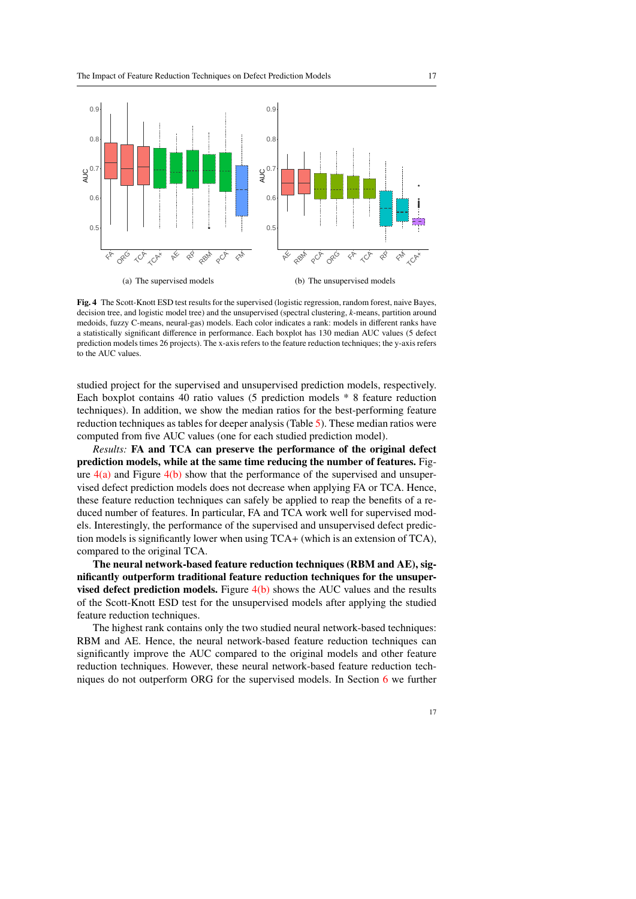(a) The supervised models

(b) The unsupervised models

**Fig. 4** The Scott-Knott ESD test results for the supervised (logistic regression, random forest, naive Bayes, decision tree, and logistic model tree) and the unsupervised (spectral clustering, *k*-means, partition around medoids, fuzzy C-means, neural-gas) models. Each color indicates a rank: models in different ranks have a statistically significant difference in performance. Each boxplot has 130 median AUC values (5 defect prediction models times 26 projects). The x-axis refers to the feature reduction techniques; the y-axis refers to the AUC values.

studied project for the supervised and unsupervised prediction models, respectively. Each boxplot contains 40 ratio values (5 prediction models * 8 feature reduction techniques). In addition, we show the median ratios for the best-performing feature reduction techniques as tables for deeper analysis (Table 5). These median ratios were computed from five AUC values (one for each studied prediction model).

*Results:* **FA and TCA can preserve the performance of the original defect prediction models, while at the same time reducing the number of features.** Figure 4(a) and Figure 4(b) show that the performance of the supervised and unsupervised defect prediction models does not decrease when applying FA or TCA. Hence, these feature reduction techniques can safely be applied to reap the benefits of a reduced number of features. In particular, FA and TCA work well for supervised models. Interestingly, the performance of the supervised and unsupervised defect prediction models is significantly lower when using TCA+ (which is an extension of TCA), compared to the original TCA.

**The neural network-based feature reduction techniques (RBM and AE), significantly outperform traditional feature reduction techniques for the unsupervised defect prediction models.** Figure 4(b) shows the AUC values and the results of the Scott-Knott ESD test for the unsupervised models after applying the studied feature reduction techniques.

The highest rank contains only the two studied neural network-based techniques: RBM and AE. Hence, the neural network-based feature reduction techniques can significantly improve the AUC compared to the original models and other feature reduction techniques. However, these neural network-based feature reduction techniques do not outperform ORG for the supervised models. In Section 6 we further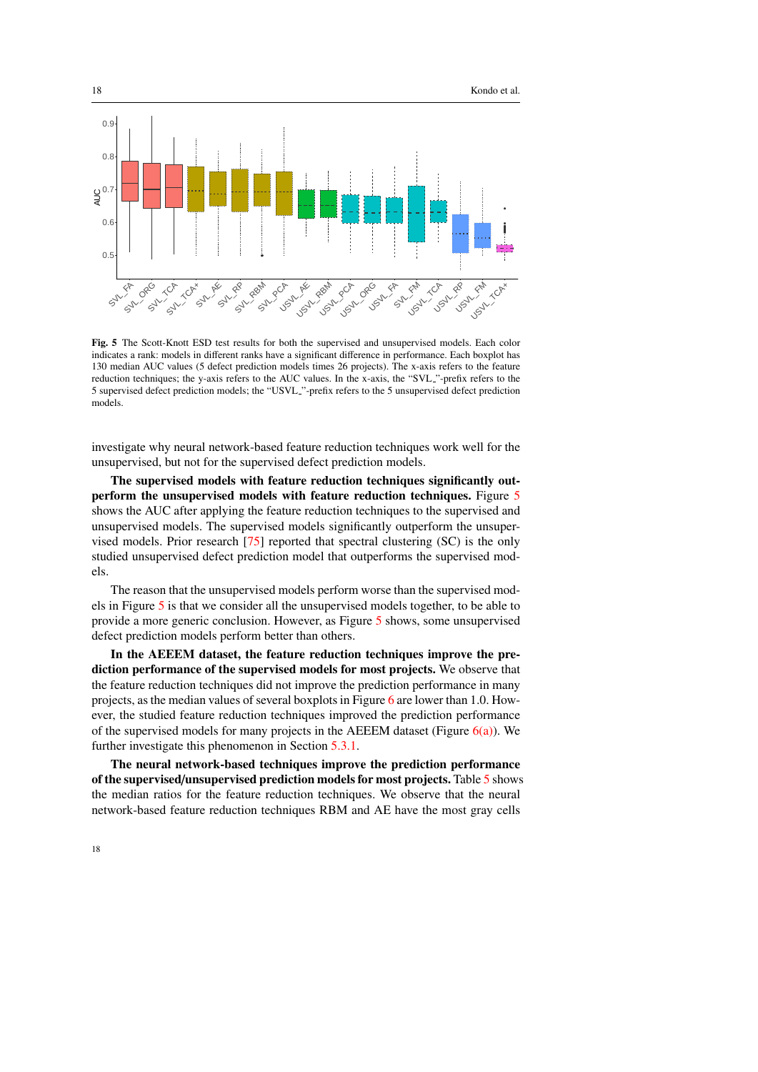**Fig. 5** The Scott-Knott ESD test results for both the supervised and unsupervised models. Each color indicates a rank: models in different ranks have a significant difference in performance. Each boxplot has 130 median AUC values (5 defect prediction models times 26 projects). The x-axis refers to the feature reduction techniques; the y-axis refers to the AUC values. In the x-axis, the "SVL_"-prefix refers to the 5 supervised defect prediction models; the "USVL_"-prefix refers to the 5 unsupervised defect prediction models.

investigate why neural network-based feature reduction techniques work well for the unsupervised, but not for the supervised defect prediction models.

**The supervised models with feature reduction techniques significantly outperform the unsupervised models with feature reduction techniques.** Figure 5 shows the AUC after applying the feature reduction techniques to the supervised and unsupervised models. The supervised models significantly outperform the unsupervised models. Prior research [75] reported that spectral clustering (SC) is the only studied unsupervised defect prediction model that outperforms the supervised models.

The reason that the unsupervised models perform worse than the supervised models in Figure 5 is that we consider all the unsupervised models together, to be able to provide a more generic conclusion. However, as Figure 5 shows, some unsupervised defect prediction models perform better than others.

**In the AEEEM dataset, the feature reduction techniques improve the prediction performance of the supervised models for most projects.** We observe that the feature reduction techniques did not improve the prediction performance in many projects, as the median values of several boxplots in Figure 6 are lower than 1.0. However, the studied feature reduction techniques improved the prediction performance of the supervised models for many projects in the AEEEM dataset (Figure 6(a)). We further investigate this phenomenon in Section 5.3.1.

**The neural network-based techniques improve the prediction performance of the supervised/unsupervised prediction models for most projects.** Table 5 shows the median ratios for the feature reduction techniques. We observe that the neural network-based feature reduction techniques RBM and AE have the most gray cells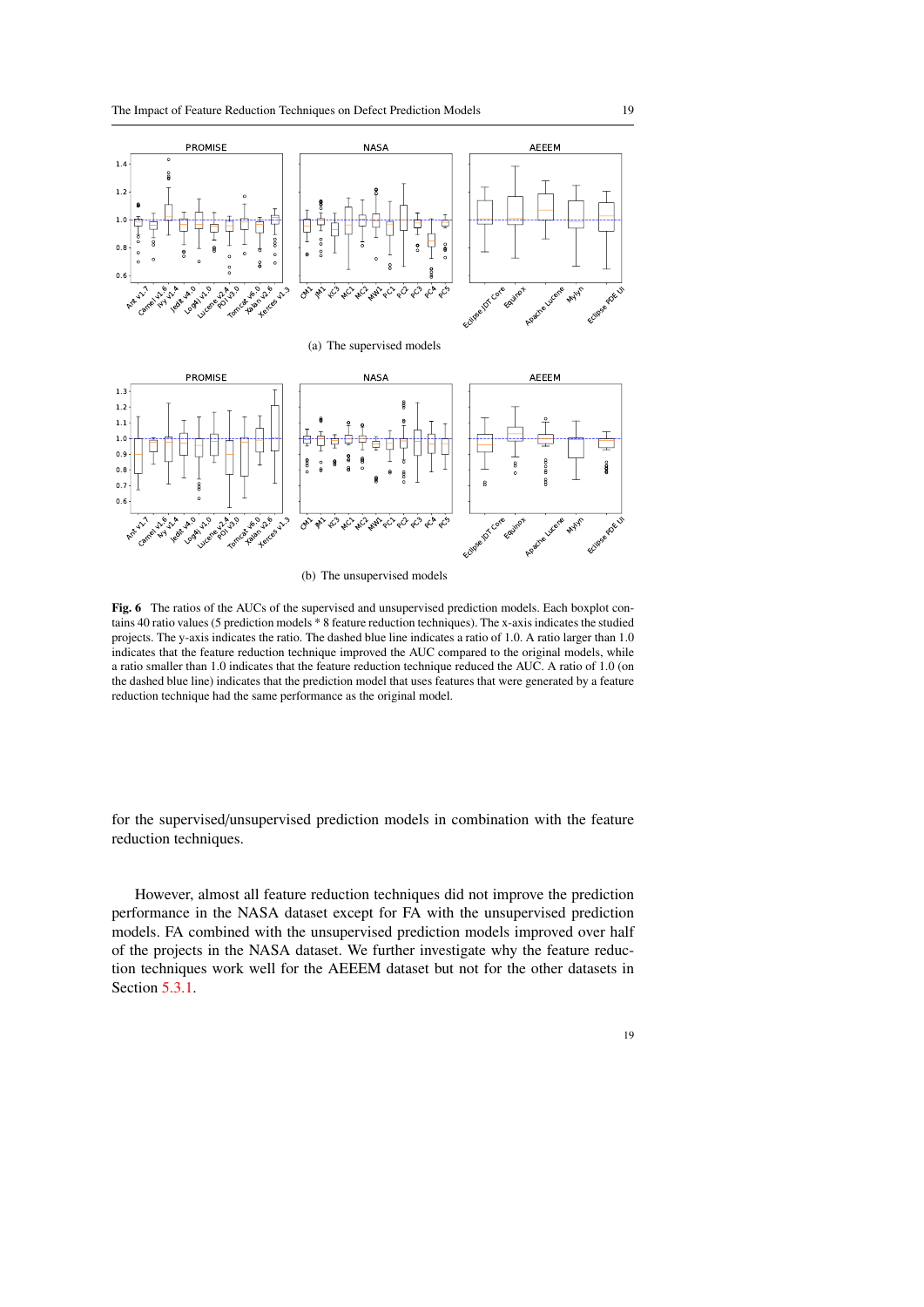(a) The supervised models

(b) The unsupervised models

**Fig. 6** The ratios of the AUCs of the supervised and unsupervised prediction models. Each boxplot contains 40 ratio values (5 prediction models * 8 feature reduction techniques). The x-axis indicates the studied projects. The y-axis indicates the ratio. The dashed blue line indicates a ratio of 1.0. A ratio larger than 1.0 indicates that the feature reduction technique improved the AUC compared to the original models, while a ratio smaller than 1.0 indicates that the feature reduction technique reduced the AUC. A ratio of 1.0 (on the dashed blue line) indicates that the prediction model that uses features that were generated by a feature reduction technique had the same performance as the original model.

for the supervised/unsupervised prediction models in combination with the feature reduction techniques.

However, almost all feature reduction techniques did not improve the prediction performance in the NASA dataset except for FA with the unsupervised prediction models. FA combined with the unsupervised prediction models improved over half of the projects in the NASA dataset. We further investigate why the feature reduction techniques work well for the AEEEM dataset but not for the other datasets in Section 5.3.1.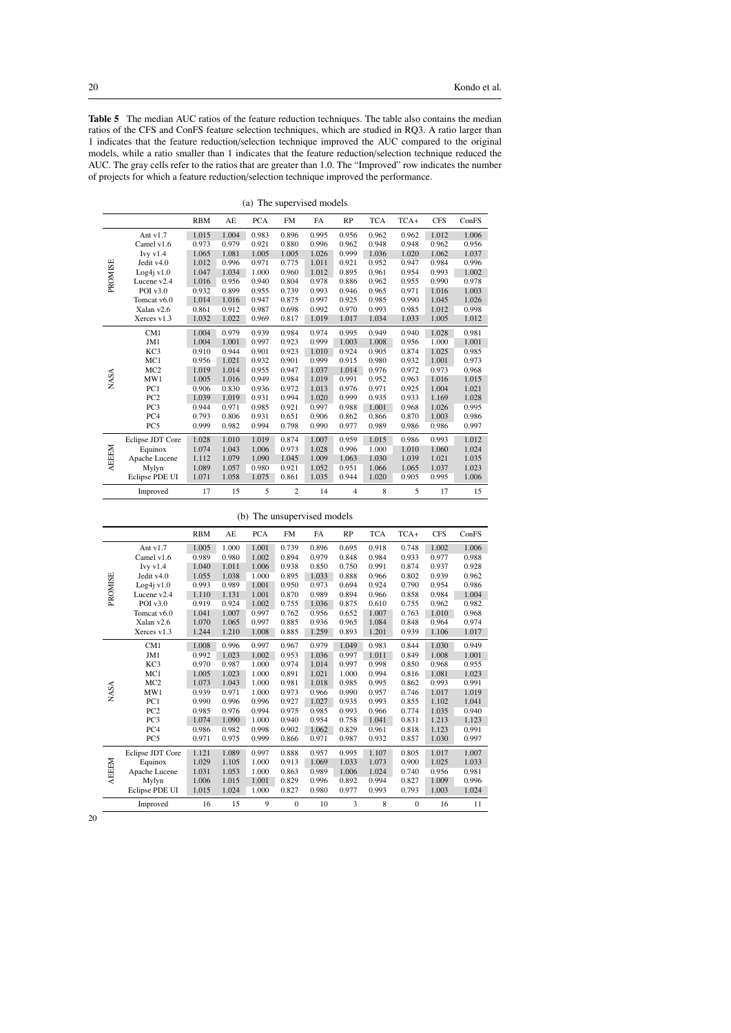**Table 5** The median AUC ratios of the feature reduction techniques. The table also contains the median ratios of the CFS and ConFS feature selection techniques, which are studied in RQ3. A ratio larger than 1 indicates that the feature reduction/selection technique improved the AUC compared to the original models, while a ratio smaller than 1 indicates that the feature reduction/selection technique reduced the AUC. The gray cells refer to the ratios that are greater than 1.0. The "Improved" row indicates the number of projects for which a feature reduction/selection technique improved the performance.

(a) The supervised models

| | | RBM | AE | PCA | FM | FA | RP | TCA | TCA+ | CFS | ConFS |
|---|---|---|---|---|---|---|---|---|---|---|---|
| PROMISE | Ant v1.7 | 1.015 | 1.004 | 0.983 | 0.896 | 0.995 | 0.956 | 0.962 | 0.962 | 1.012 | 1.006 |
| | Camel v1.6 | 0.973 | 0.979 | 0.921 | 0.880 | 0.996 | 0.962 | 0.948 | 0.948 | 0.962 | 0.956 |
| | Ivy v1.4 | 1.065 | 1.081 | 1.005 | 1.005 | 1.026 | 0.999 | 1.036 | 1.020 | 1.062 | 1.037 |
| | Jedit v4.0 | 1.012 | 0.996 | 0.971 | 0.775 | 1.011 | 0.921 | 0.952 | 0.947 | 0.984 | 0.996 |
| | Log4j v1.0 | 1.047 | 1.034 | 1.000 | 0.960 | 1.012 | 0.895 | 0.961 | 0.954 | 0.993 | 1.002 |
| | Lucene v2.4 | 1.016 | 0.956 | 0.940 | 0.804 | 0.978 | 0.886 | 0.962 | 0.955 | 0.990 | 0.978 |
| | POI v3.0 | 0.932 | 0.899 | 0.955 | 0.739 | 0.993 | 0.946 | 0.965 | 0.971 | 1.016 | 1.003 |
| | Tomcat v6.0 | 1.014 | 1.016 | 0.947 | 0.875 | 0.997 | 0.925 | 0.985 | 0.990 | 1.045 | 1.026 |
| | Xalan v2.6 | 0.861 | 0.912 | 0.987 | 0.698 | 0.992 | 0.970 | 0.993 | 0.985 | 1.012 | 0.998 |
| | Xerces v1.3 | 1.032 | 1.022 | 0.969 | 0.817 | 1.019 | 1.017 | 1.034 | 1.033 | 1.005 | 1.012 |
| NASA | CM1 | 1.004 | 0.979 | 0.939 | 0.984 | 0.974 | 0.995 | 0.949 | 0.940 | 1.028 | 0.981 |
| | JM1 | 1.004 | 1.001 | 0.997 | 0.923 | 0.999 | 1.003 | 1.008 | 0.956 | 1.000 | 1.001 |
| | KC3 | 0.910 | 0.944 | 0.901 | 0.923 | 1.010 | 0.924 | 0.905 | 0.874 | 1.025 | 0.985 |
| | MC1 | 0.956 | 1.021 | 0.932 | 0.901 | 0.999 | 0.915 | 0.980 | 0.932 | 1.001 | 0.973 |
| | MC2 | 1.019 | 1.014 | 0.955 | 0.947 | 1.037 | 1.014 | 0.976 | 0.972 | 0.973 | 0.968 |
| | MW1 | 1.005 | 1.016 | 0.949 | 0.984 | 1.019 | 0.991 | 0.952 | 0.963 | 1.016 | 1.015 |
| | PC1 | 0.906 | 0.830 | 0.936 | 0.972 | 1.013 | 0.976 | 0.971 | 0.925 | 1.004 | 1.021 |
| | PC2 | 1.039 | 1.019 | 0.931 | 0.994 | 1.020 | 0.999 | 0.935 | 0.933 | 1.169 | 1.028 |
| | PC3 | 0.944 | 0.971 | 0.985 | 0.921 | 0.997 | 0.988 | 1.001 | 0.968 | 1.026 | 0.995 |
| | PC4 | 0.793 | 0.806 | 0.931 | 0.651 | 0.906 | 0.862 | 0.866 | 0.870 | 1.003 | 0.986 |
| | PC5 | 0.999 | 0.982 | 0.994 | 0.798 | 0.990 | 0.977 | 0.989 | 0.986 | 0.986 | 0.997 |
| AEEEM | Eclipse JDT Core | 1.028 | 1.010 | 1.019 | 0.874 | 1.007 | 0.959 | 1.015 | 0.986 | 0.993 | 1.012 |
| | Equinox | 1.074 | 1.043 | 1.006 | 0.973 | 1.028 | 0.996 | 1.000 | 1.010 | 1.060 | 1.024 |
| | Apache Lucene | 1.112 | 1.079 | 1.090 | 1.045 | 1.009 | 1.063 | 1.030 | 1.039 | 1.021 | 1.035 |
| | Mylyn | 1.089 | 1.057 | 0.980 | 0.921 | 1.052 | 0.951 | 1.066 | 1.065 | 1.037 | 1.023 |
| | Eclipse PDE UI | 1.071 | 1.058 | 1.075 | 0.861 | 1.035 | 0.944 | 1.020 | 0.905 | 0.995 | 1.006 |
| | Improved | 17 | 15 | 5 | 2 | 14 | 4 | 8 | 5 | 17 | 15 |

(b) The unsupervised models

| | | RBM | AE | PCA | FM | FA | RP | TCA | TCA+ | CFS | ConFS |
|---|---|---|---|---|---|---|---|---|---|---|---|
| PROMISE | Ant v1.7 | 1.005 | 1.000 | 1.001 | 0.739 | 0.896 | 0.695 | 0.918 | 0.748 | 1.002 | 1.006 |
| | Camel v1.6 | 0.989 | 0.980 | 1.002 | 0.894 | 0.979 | 0.848 | 0.984 | 0.933 | 0.977 | 0.988 |
| | Ivy v1.4 | 1.040 | 1.011 | 1.006 | 0.938 | 0.850 | 0.750 | 0.991 | 0.874 | 0.937 | 0.928 |
| | Jedit v4.0 | 1.055 | 1.038 | 1.000 | 0.895 | 1.033 | 0.888 | 0.966 | 0.802 | 0.939 | 0.962 |
| | Log4j v1.0 | 0.993 | 0.989 | 1.001 | 0.950 | 0.973 | 0.694 | 0.924 | 0.790 | 0.954 | 0.986 |
| | Lucene v2.4 | 1.110 | 1.131 | 1.001 | 0.870 | 0.989 | 0.894 | 0.966 | 0.858 | 0.984 | 1.004 |
| | POI v3.0 | 0.919 | 0.924 | 1.002 | 0.755 | 1.036 | 0.875 | 0.610 | 0.755 | 0.962 | 0.982 |
| | Tomcat v6.0 | 1.041 | 1.007 | 0.997 | 0.762 | 0.956 | 0.652 | 1.007 | 0.763 | 1.010 | 0.968 |
| | Xalan v2.6 | 1.070 | 1.065 | 0.997 | 0.885 | 0.936 | 0.965 | 1.084 | 0.848 | 0.964 | 0.974 |
| | Xerces v1.3 | 1.244 | 1.210 | 1.008 | 0.885 | 1.259 | 0.893 | 1.201 | 0.939 | 1.106 | 1.017 |
| NASA | CM1 | 1.008 | 0.996 | 0.997 | 0.967 | 0.979 | 1.049 | 0.983 | 0.844 | 1.030 | 0.949 |
| | JM1 | 0.992 | 1.023 | 1.002 | 0.953 | 1.036 | 0.997 | 1.011 | 0.849 | 1.008 | 1.001 |
| | KC3 | 0.970 | 0.987 | 1.000 | 0.974 | 1.014 | 0.997 | 0.998 | 0.850 | 0.968 | 0.955 |
| | MC1 | 1.005 | 1.023 | 1.000 | 0.891 | 1.021 | 1.000 | 0.994 | 0.816 | 1.081 | 1.023 |
| | MC2 | 1.073 | 1.043 | 1.000 | 0.981 | 1.018 | 0.985 | 0.995 | 0.862 | 0.993 | 0.991 |
| | MW1 | 0.939 | 0.971 | 1.000 | 0.973 | 0.966 | 0.990 | 0.957 | 0.746 | 1.017 | 1.019 |
| | PC1 | 0.990 | 0.996 | 0.996 | 0.927 | 1.027 | 0.935 | 0.993 | 0.855 | 1.102 | 1.041 |
| | PC2 | 0.985 | 0.976 | 0.994 | 0.975 | 0.985 | 0.993 | 0.966 | 0.774 | 1.035 | 0.940 |
| | PC3 | 1.074 | 1.090 | 1.000 | 0.940 | 0.954 | 0.758 | 1.041 | 0.831 | 1.213 | 1.123 |
| | PC4 | 0.986 | 0.982 | 0.998 | 0.902 | 1.062 | 0.829 | 0.961 | 0.818 | 1.123 | 0.991 |
| | PC5 | 0.971 | 0.975 | 0.999 | 0.866 | 0.971 | 0.987 | 0.932 | 0.857 | 1.030 | 0.997 |
| AEEEM | Eclipse JDT Core | 1.121 | 1.089 | 0.997 | 0.888 | 0.957 | 0.995 | 1.107 | 0.805 | 1.017 | 1.007 |
| | Equinox | 1.029 | 1.105 | 1.000 | 0.913 | 1.069 | 1.033 | 1.073 | 0.900 | 1.025 | 1.033 |
| | Apache Lucene | 1.031 | 1.053 | 1.000 | 0.863 | 0.989 | 1.006 | 1.024 | 0.740 | 0.956 | 0.981 |
| | Mylyn | 1.006 | 1.015 | 1.001 | 0.829 | 0.996 | 0.892 | 0.994 | 0.827 | 1.009 | 0.996 |
| | Eclipse PDE UI | 1.015 | 1.024 | 1.000 | 0.827 | 0.980 | 0.977 | 0.993 | 0.793 | 1.003 | 1.024 |
| | Improved | 16 | 15 | 9 | 0 | 10 | 3 | 8 | 0 | 16 | 11 |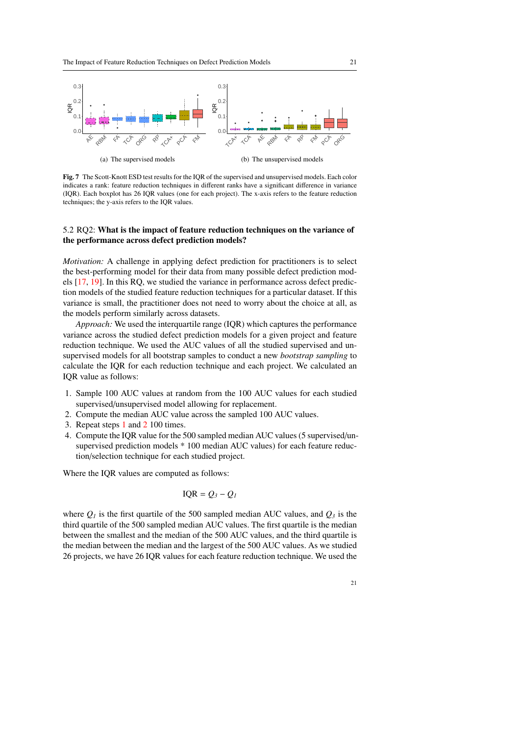(a) The supervised models

(b) The unsupervised models

**Fig. 7** The Scott-Knott ESD test results for the IQR of the supervised and unsupervised models. Each color indicates a rank: feature reduction techniques in different ranks have a significant difference in variance (IQR). Each boxplot has 26 IQR values (one for each project). The x-axis refers to the feature reduction techniques; the y-axis refers to the IQR values.

### 5.2 RQ2: **What is the impact of feature reduction techniques on the variance of the performance across defect prediction models?**

*Motivation:* A challenge in applying defect prediction for practitioners is to select the best-performing model for their data from many possible defect prediction models [17, 19]. In this RQ, we studied the variance in performance across defect prediction models of the studied feature reduction techniques for a particular dataset. If this variance is small, the practitioner does not need to worry about the choice at all, as the models perform similarly across datasets.

*Approach:* We used the interquartile range (IQR) which captures the performance variance across the studied defect prediction models for a given project and feature reduction technique. We used the AUC values of all the studied supervised and unsupervised models for all bootstrap samples to conduct a new *bootstrap sampling* to calculate the IQR for each reduction technique and each project. We calculated an IQR value as follows:

1. Sample 100 AUC values at random from the 100 AUC values for each studied supervised/unsupervised model allowing for replacement.
2. Compute the median AUC value across the sampled 100 AUC values.
3. Repeat steps 1 and 2 100 times.
4. Compute the IQR value for the 500 sampled median AUC values (5 supervised/unsupervised prediction models * 100 median AUC values) for each feature reduction/selection technique for each studied project.

Where the IQR values are computed as follows:

$$IQR = Q_3 - Q_1$$

where $Q_1$ is the first quartile of the 500 sampled median AUC values, and $Q_3$ is the third quartile of the 500 sampled median AUC values. The first quartile is the median between the smallest and the median of the 500 AUC values, and the third quartile is the median between the median and the largest of the 500 AUC values. As we studied 26 projects, we have 26 IQR values for each feature reduction technique. We used the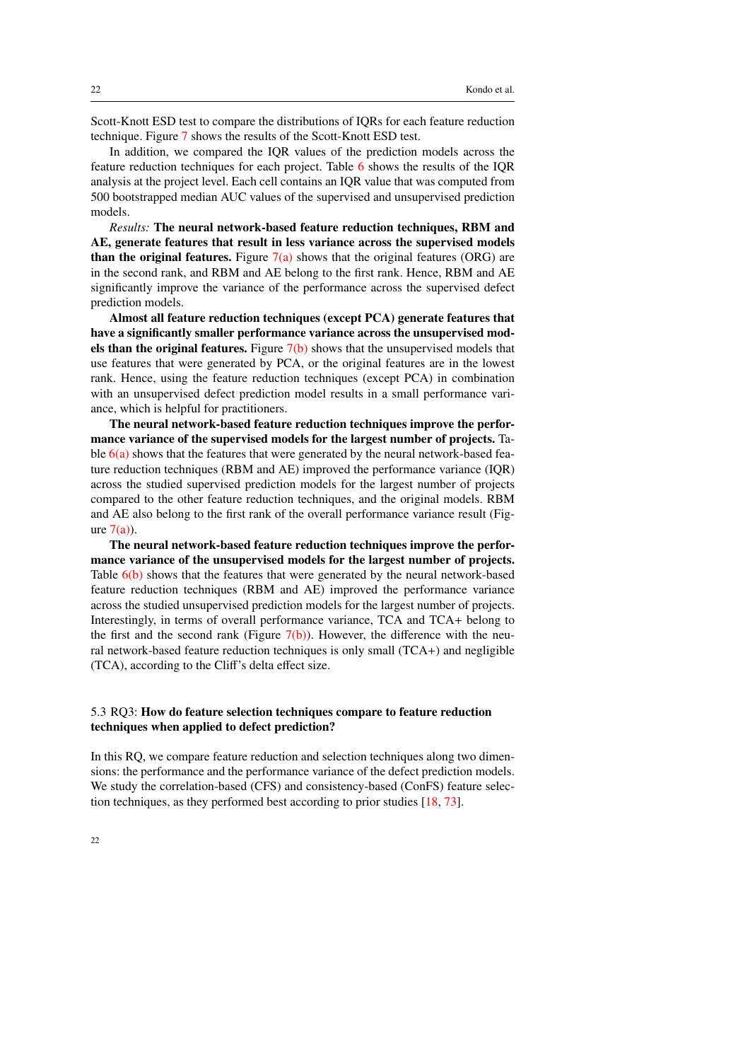Scott-Knott ESD test to compare the distributions of IQRs for each feature reduction technique. Figure 7 shows the results of the Scott-Knott ESD test.

In addition, we compared the IQR values of the prediction models across the feature reduction techniques for each project. Table 6 shows the results of the IQR analysis at the project level. Each cell contains an IQR value that was computed from 500 bootstrapped median AUC values of the supervised and unsupervised prediction models.

*Results:* **The neural network-based feature reduction techniques, RBM and AE, generate features that result in less variance across the supervised models than the original features.** Figure 7(a) shows that the original features (ORG) are in the second rank, and RBM and AE belong to the first rank. Hence, RBM and AE significantly improve the variance of the performance across the supervised defect prediction models.

**Almost all feature reduction techniques (except PCA) generate features that have a significantly smaller performance variance across the unsupervised models than the original features.** Figure 7(b) shows that the unsupervised models that use features that were generated by PCA, or the original features are in the lowest rank. Hence, using the feature reduction techniques (except PCA) in combination with an unsupervised defect prediction model results in a small performance variance, which is helpful for practitioners.

**The neural network-based feature reduction techniques improve the performance variance of the supervised models for the largest number of projects.** Table 6(a) shows that the features that were generated by the neural network-based feature reduction techniques (RBM and AE) improved the performance variance (IQR) across the studied supervised prediction models for the largest number of projects compared to the other feature reduction techniques, and the original models. RBM and AE also belong to the first rank of the overall performance variance result (Figure 7(a)).

**The neural network-based feature reduction techniques improve the performance variance of the unsupervised models for the largest number of projects.** Table 6(b) shows that the features that were generated by the neural network-based feature reduction techniques (RBM and AE) improved the performance variance across the studied unsupervised prediction models for the largest number of projects. Interestingly, in terms of overall performance variance, TCA and TCA+ belong to the first and the second rank (Figure 7(b)). However, the difference with the neural network-based feature reduction techniques is only small (TCA+) and negligible (TCA), according to the Cliff's delta effect size.

### 5.3 RQ3: How do feature selection techniques compare to feature reduction techniques when applied to defect prediction?

In this RQ, we compare feature reduction and selection techniques along two dimensions: the performance and the performance variance of the defect prediction models. We study the correlation-based (CFS) and consistency-based (ConFS) feature selection techniques, as they performed best according to prior studies [18, 73].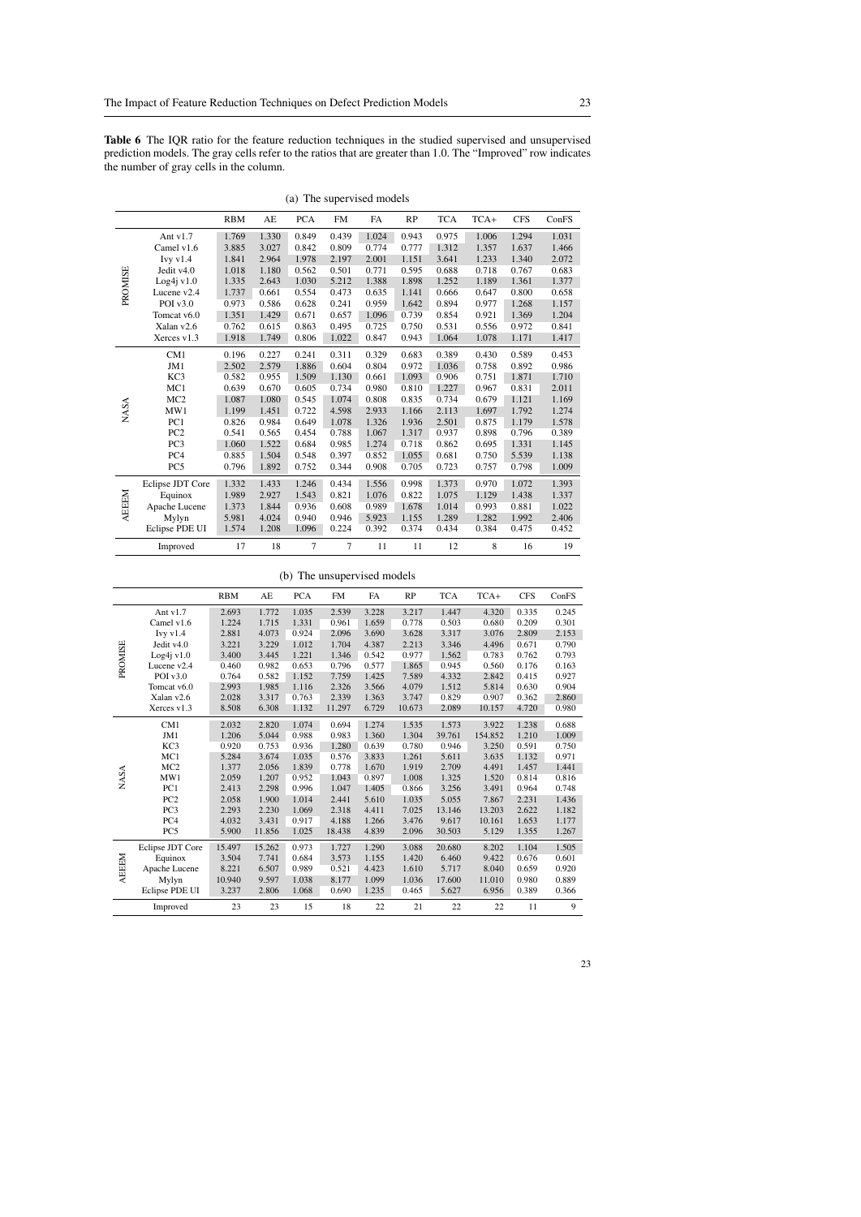**Table 6** The IQR ratio for the feature reduction techniques in the studied supervised and unsupervised prediction models. The gray cells refer to the ratios that are greater than 1.0. The "Improved" row indicates the number of gray cells in the column.

(a) The supervised models

| | | RBM | AE | PCA | FM | FA | RP | TCA | TCA+ | CFS | ConFS |
|---|---|---|---|---|---|---|---|---|---|---|---|
| PROMISE | Ant v1.7 | 1.769 | 1.330 | 0.849 | 0.439 | 1.024 | 0.943 | 0.975 | 1.006 | 1.294 | 1.031 |
| | Camel v1.6 | 3.885 | 3.027 | 0.842 | 0.809 | 0.774 | 0.777 | 1.312 | 1.357 | 1.637 | 1.466 |
| | Ivy v1.4 | 1.841 | 2.964 | 1.978 | 2.197 | 2.001 | 1.151 | 3.641 | 1.233 | 1.340 | 2.072 |
| | Jedit v4.0 | 1.018 | 1.180 | 0.562 | 0.501 | 0.771 | 0.595 | 0.688 | 0.718 | 0.767 | 0.683 |
| | Log4j v1.0 | 1.335 | 2.643 | 1.030 | 5.212 | 1.388 | 1.898 | 1.252 | 1.189 | 1.361 | 1.377 |
| | Lucene v2.4 | 1.737 | 0.661 | 0.554 | 0.473 | 0.635 | 1.141 | 0.666 | 0.647 | 0.800 | 0.658 |
| | POI v3.0 | 0.973 | 0.586 | 0.628 | 0.241 | 0.959 | 1.642 | 0.894 | 0.977 | 1.268 | 1.157 |
| | Tomcat v6.0 | 1.351 | 1.429 | 0.671 | 0.657 | 1.096 | 0.739 | 0.854 | 0.921 | 1.369 | 1.204 |
| | Xalan v2.6 | 0.762 | 0.615 | 0.863 | 0.495 | 0.725 | 0.750 | 0.531 | 0.556 | 0.972 | 0.841 |
| | Xerces v1.3 | 1.918 | 1.749 | 0.806 | 1.022 | 0.847 | 0.943 | 1.064 | 1.078 | 1.171 | 1.417 |
| NASA | CM1 | 0.196 | 0.227 | 0.241 | 0.311 | 0.329 | 0.683 | 0.389 | 0.430 | 0.589 | 0.453 |
| | JM1 | 2.502 | 2.579 | 1.886 | 0.604 | 0.804 | 0.972 | 1.036 | 0.758 | 0.892 | 0.986 |
| | KC3 | 0.582 | 0.955 | 1.509 | 1.130 | 0.661 | 1.093 | 0.906 | 0.751 | 1.871 | 1.710 |
| | MC1 | 0.639 | 0.670 | 0.605 | 0.734 | 0.980 | 0.810 | 1.227 | 0.967 | 0.831 | 2.011 |
| | MC2 | 1.087 | 1.080 | 0.545 | 1.074 | 0.808 | 0.835 | 0.734 | 0.679 | 1.121 | 1.169 |
| | MW1 | 1.199 | 1.451 | 0.722 | 4.598 | 2.933 | 1.166 | 2.113 | 1.697 | 1.792 | 1.274 |
| | PC1 | 0.826 | 0.984 | 0.649 | 1.078 | 1.326 | 1.936 | 2.501 | 0.875 | 1.179 | 1.578 |
| | PC2 | 0.541 | 0.565 | 0.454 | 0.788 | 1.067 | 1.317 | 0.937 | 0.898 | 0.796 | 0.389 |
| | PC3 | 1.060 | 1.522 | 0.684 | 0.985 | 1.274 | 0.718 | 0.862 | 0.695 | 1.331 | 1.145 |
| | PC4 | 0.885 | 1.504 | 0.548 | 0.397 | 0.852 | 1.055 | 0.681 | 0.750 | 5.539 | 1.138 |
| | PC5 | 0.796 | 1.892 | 0.752 | 0.344 | 0.908 | 0.705 | 0.723 | 0.757 | 0.798 | 1.009 |
| AEEEM | Eclipse JDT Core | 1.332 | 1.433 | 1.246 | 0.434 | 1.556 | 0.998 | 1.373 | 0.970 | 1.072 | 1.393 |
| | Equinox | 1.989 | 2.927 | 1.543 | 0.821 | 1.076 | 0.822 | 1.075 | 1.129 | 1.438 | 1.337 |
| | Apache Lucene | 1.373 | 1.844 | 0.936 | 0.608 | 0.989 | 1.678 | 1.014 | 0.993 | 0.881 | 1.022 |
| | Mylyn | 5.981 | 4.024 | 0.940 | 0.946 | 5.923 | 1.155 | 1.289 | 1.282 | 1.992 | 2.406 |
| | Eclipse PDE UI | 1.574 | 1.208 | 1.096 | 0.224 | 0.392 | 0.374 | 0.434 | 0.384 | 0.475 | 0.452 |
| | Improved | 17 | 18 | 7 | 7 | 11 | 11 | 12 | 8 | 16 | 19 |

(b) The unsupervised models

| | | RBM | AE | PCA | FM | FA | RP | TCA | TCA+ | CFS | ConFS |
|---|---|---|---|---|---|---|---|---|---|---|---|
| PROMISE | Ant v1.7 | 2.693 | 1.772 | 1.035 | 2.539 | 3.228 | 3.217 | 1.447 | 4.320 | 0.335 | 0.245 |
| | Camel v1.6 | 1.224 | 1.715 | 1.331 | 0.961 | 1.659 | 0.778 | 0.503 | 0.680 | 0.209 | 0.301 |
| | Ivy v1.4 | 2.881 | 4.073 | 0.924 | 2.096 | 3.690 | 3.628 | 3.317 | 3.076 | 2.809 | 2.153 |
| | Jedit v4.0 | 3.221 | 3.229 | 1.012 | 1.704 | 4.387 | 2.213 | 3.346 | 4.496 | 0.671 | 0.790 |
| | Log4j v1.0 | 3.400 | 3.445 | 1.221 | 1.346 | 0.542 | 0.977 | 1.562 | 0.783 | 0.762 | 0.793 |
| | Lucene v2.4 | 0.460 | 0.982 | 0.653 | 0.796 | 0.577 | 1.865 | 0.945 | 0.560 | 0.176 | 0.163 |
| | POI v3.0 | 0.764 | 0.582 | 1.152 | 7.759 | 1.425 | 7.589 | 4.332 | 2.842 | 0.415 | 0.927 |
| | Tomcat v6.0 | 2.993 | 1.985 | 1.116 | 2.326 | 3.566 | 4.079 | 1.512 | 5.814 | 0.630 | 0.904 |
| | Xalan v2.6 | 2.028 | 3.317 | 0.763 | 2.339 | 1.363 | 3.747 | 0.829 | 0.907 | 0.362 | 2.860 |
| | Xerces v1.3 | 8.508 | 6.308 | 1.132 | 11.297 | 6.729 | 10.673 | 2.089 | 10.157 | 4.720 | 0.980 |
| NASA | CM1 | 2.032 | 2.820 | 1.074 | 0.694 | 1.274 | 1.535 | 1.573 | 3.922 | 1.238 | 0.688 |
| | JM1 | 1.206 | 5.044 | 0.988 | 0.983 | 1.360 | 1.304 | 39.761 | 154.852 | 1.210 | 1.009 |
| | KC3 | 0.920 | 0.753 | 0.936 | 1.280 | 0.639 | 0.780 | 0.946 | 3.250 | 0.591 | 0.750 |
| | MC1 | 5.284 | 3.674 | 1.035 | 0.576 | 3.833 | 1.261 | 5.611 | 3.635 | 1.132 | 0.971 |
| | MC2 | 1.377 | 2.056 | 1.839 | 0.778 | 1.670 | 1.919 | 2.709 | 4.491 | 1.457 | 1.441 |
| | MW1 | 2.059 | 1.207 | 0.952 | 1.043 | 0.897 | 1.008 | 1.325 | 1.520 | 0.814 | 0.816 |
| | PC1 | 2.413 | 2.298 | 0.996 | 1.047 | 1.405 | 0.866 | 3.256 | 3.491 | 0.964 | 0.748 |
| | PC2 | 2.058 | 1.900 | 1.014 | 2.441 | 5.610 | 1.035 | 5.055 | 7.867 | 2.231 | 1.436 |
| | PC3 | 2.293 | 2.230 | 1.069 | 2.318 | 4.411 | 7.025 | 13.146 | 13.203 | 2.622 | 1.182 |
| | PC4 | 4.032 | 3.431 | 0.917 | 4.188 | 1.266 | 3.476 | 9.617 | 10.161 | 1.653 | 1.177 |
| | PC5 | 5.900 | 11.856 | 1.025 | 18.438 | 4.839 | 2.096 | 30.503 | 5.129 | 1.355 | 1.267 |
| AEEEM | Eclipse JDT Core | 15.497 | 15.262 | 0.973 | 1.727 | 1.290 | 3.088 | 20.680 | 8.202 | 1.104 | 1.505 |
| | Equinox | 3.504 | 7.741 | 0.684 | 3.573 | 1.155 | 1.420 | 6.460 | 9.422 | 0.676 | 0.601 |
| | Apache Lucene | 8.221 | 6.507 | 0.989 | 0.521 | 4.423 | 1.610 | 5.717 | 8.040 | 0.659 | 0.920 |
| | Mylyn | 10.940 | 9.597 | 1.038 | 8.177 | 1.099 | 1.036 | 17.600 | 11.010 | 0.980 | 0.889 |
| | Eclipse PDE UI | 3.237 | 2.806 | 1.068 | 0.690 | 1.235 | 0.465 | 5.627 | 6.956 | 0.389 | 0.366 |
| | Improved | 23 | 23 | 15 | 18 | 22 | 21 | 22 | 22 | 11 | 9 |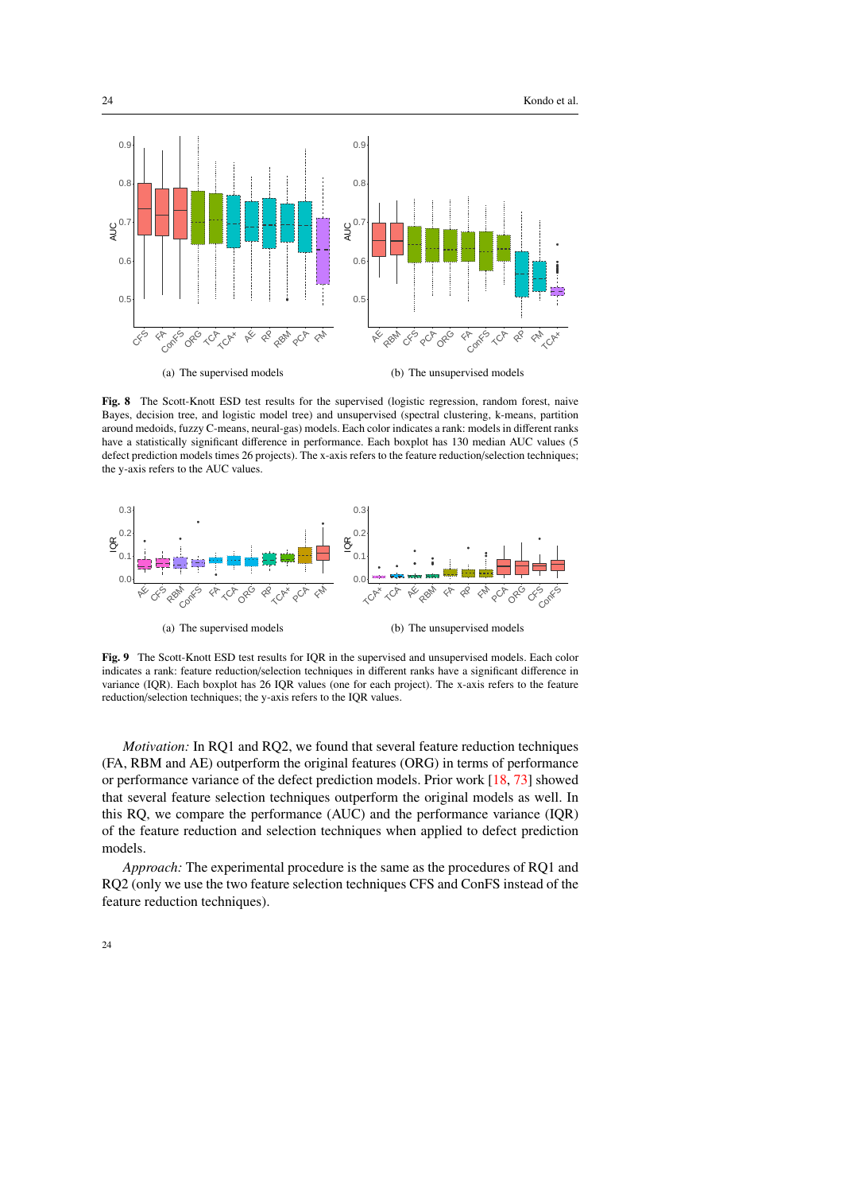(a) The supervised models

(b) The unsupervised models

**Fig. 8** The Scott-Knott ESD test results for the supervised (logistic regression, random forest, naive Bayes, decision tree, and logistic model tree) and unsupervised (spectral clustering, k-means, partition around medoids, fuzzy C-means, neural-gas) models. Each color indicates a rank: models in different ranks have a statistically significant difference in performance. Each boxplot has 130 median AUC values (5 defect prediction models times 26 projects). The x-axis refers to the feature reduction/selection techniques; the y-axis refers to the AUC values.

(a) The supervised models

(b) The unsupervised models

**Fig. 9** The Scott-Knott ESD test results for IQR in the supervised and unsupervised models. Each color indicates a rank: feature reduction/selection techniques in different ranks have a significant difference in variance (IQR). Each boxplot has 26 IQR values (one for each project). The x-axis refers to the feature reduction/selection techniques; the y-axis refers to the IQR values.

*Motivation:* In RQ1 and RQ2, we found that several feature reduction techniques (FA, RBM and AE) outperform the original features (ORG) in terms of performance or performance variance of the defect prediction models. Prior work [18, 73] showed that several feature selection techniques outperform the original models as well. In this RQ, we compare the performance (AUC) and the performance variance (IQR) of the feature reduction and selection techniques when applied to defect prediction models.

*Approach:* The experimental procedure is the same as the procedures of RQ1 and RQ2 (only we use the two feature selection techniques CFS and ConFS instead of the feature reduction techniques).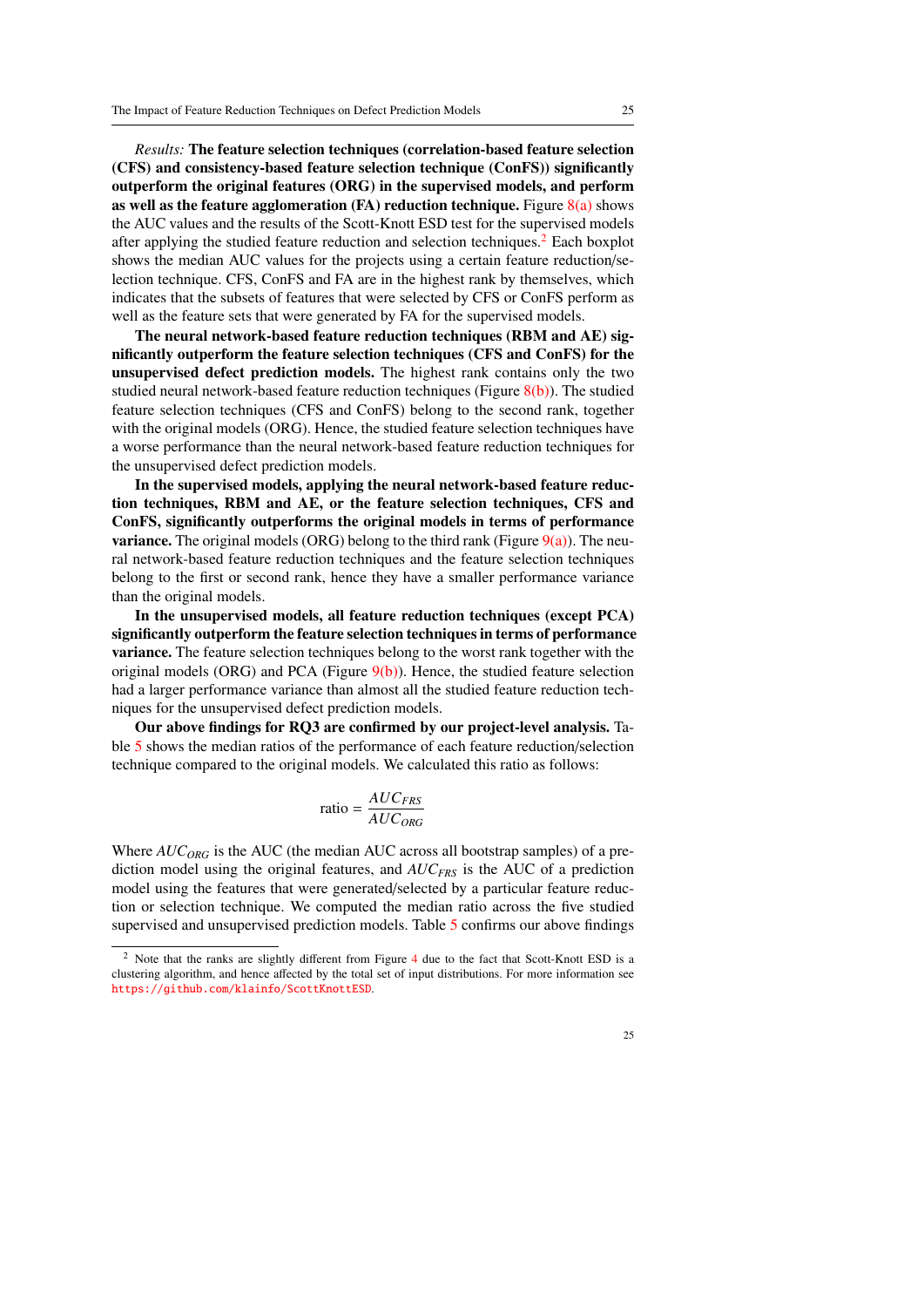*Results:* **The feature selection techniques (correlation-based feature selection (CFS) and consistency-based feature selection technique (ConFS)) significantly outperform the original features (ORG) in the supervised models, and perform as well as the feature agglomeration (FA) reduction technique.** Figure 8(a) shows the AUC values and the results of the Scott-Knott ESD test for the supervised models after applying the studied feature reduction and selection techniques.[2] Each boxplot shows the median AUC values for the projects using a certain feature reduction/selection technique. CFS, ConFS and FA are in the highest rank by themselves, which indicates that the subsets of features that were selected by CFS or ConFS perform as well as the feature sets that were generated by FA for the supervised models.

**The neural network-based feature reduction techniques (RBM and AE) significantly outperform the feature selection techniques (CFS and ConFS) for the unsupervised defect prediction models.** The highest rank contains only the two studied neural network-based feature reduction techniques (Figure 8(b)). The studied feature selection techniques (CFS and ConFS) belong to the second rank, together with the original models (ORG). Hence, the studied feature selection techniques have a worse performance than the neural network-based feature reduction techniques for the unsupervised defect prediction models.

**In the supervised models, applying the neural network-based feature reduction techniques, RBM and AE, or the feature selection techniques, CFS and ConFS, significantly outperforms the original models in terms of performance variance.** The original models (ORG) belong to the third rank (Figure 9(a)). The neural network-based feature reduction techniques and the feature selection techniques belong to the first or second rank, hence they have a smaller performance variance than the original models.

**In the unsupervised models, all feature reduction techniques (except PCA) significantly outperform the feature selection techniques in terms of performance variance.** The feature selection techniques belong to the worst rank together with the original models (ORG) and PCA (Figure 9(b)). Hence, the studied feature selection had a larger performance variance than almost all the studied feature reduction techniques for the unsupervised defect prediction models.

**Our above findings for RQ3 are confirmed by our project-level analysis.** Table 5 shows the median ratios of the performance of each feature reduction/selection technique compared to the original models. We calculated this ratio as follows:

$$\text{ratio} = \frac{AUC_{FRS}}{AUC_{ORG}}$$

Where $AUC_{ORG}$ is the AUC (the median AUC across all bootstrap samples) of a prediction model using the original features, and $AUC_{FRS}$ is the AUC of a prediction model using the features that were generated/selected by a particular feature reduction or selection technique. We computed the median ratio across the five studied supervised and unsupervised prediction models. Table 5 confirms our above findings

[2] Note that the ranks are slightly different from Figure 4 due to the fact that Scott-Knott ESD is a clustering algorithm, and hence affected by the total set of input distributions. For more information see https://github.com/klainfo/ScottKnottESD.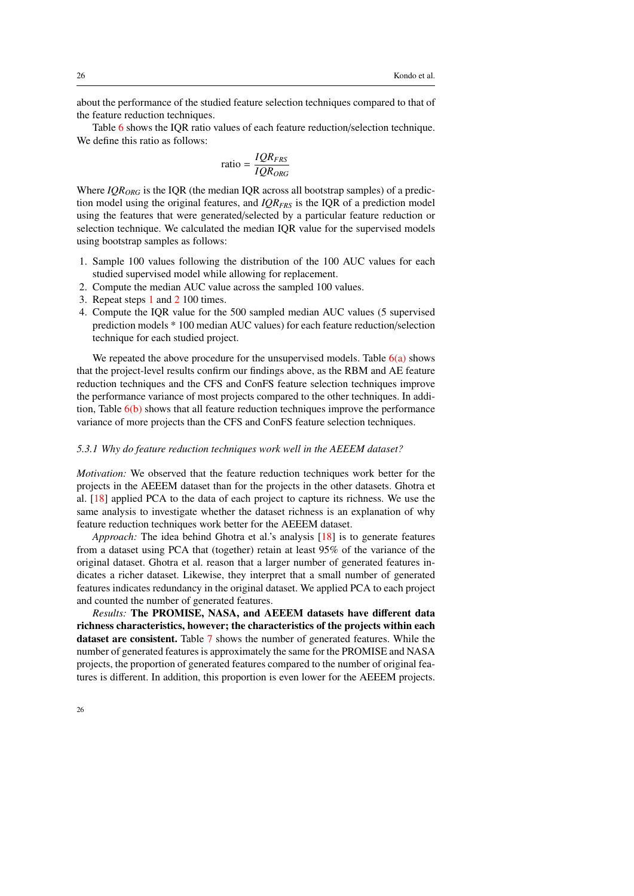about the performance of the studied feature selection techniques compared to that of the feature reduction techniques.

Table 6 shows the IQR ratio values of each feature reduction/selection technique. We define this ratio as follows:

$$\text{ratio} = \frac{IQR_{FRS}}{IQR_{ORG}}$$

Where $IQR_{ORG}$ is the IQR (the median IQR across all bootstrap samples) of a prediction model using the original features, and $IQR_{FRS}$ is the IQR of a prediction model using the features that were generated/selected by a particular feature reduction or selection technique. We calculated the median IQR value for the supervised models using bootstrap samples as follows:

1. Sample 100 values following the distribution of the 100 AUC values for each studied supervised model while allowing for replacement.
2. Compute the median AUC value across the sampled 100 values.
3. Repeat steps 1 and 2 100 times.
4. Compute the IQR value for the 500 sampled median AUC values (5 supervised prediction models * 100 median AUC values) for each feature reduction/selection technique for each studied project.

We repeated the above procedure for the unsupervised models. Table 6(a) shows that the project-level results confirm our findings above, as the RBM and AE feature reduction techniques and the CFS and ConFS feature selection techniques improve the performance variance of most projects compared to the other techniques. In addition, Table 6(b) shows that all feature reduction techniques improve the performance variance of more projects than the CFS and ConFS feature selection techniques.

### 5.3.1 Why do feature reduction techniques work well in the AEEEM dataset?

*Motivation:* We observed that the feature reduction techniques work better for the projects in the AEEEM dataset than for the projects in the other datasets. Ghotra et al. [18] applied PCA to the data of each project to capture its richness. We use the same analysis to investigate whether the dataset richness is an explanation of why feature reduction techniques work better for the AEEEM dataset.

*Approach:* The idea behind Ghotra et al.'s analysis [18] is to generate features from a dataset using PCA that (together) retain at least 95% of the variance of the original dataset. Ghotra et al. reason that a larger number of generated features indicates a richer dataset. Likewise, they interpret that a small number of generated features indicates redundancy in the original dataset. We applied PCA to each project and counted the number of generated features.

*Results:* **The PROMISE, NASA, and AEEEM datasets have different data richness characteristics, however; the characteristics of the projects within each dataset are consistent.** Table 7 shows the number of generated features. While the number of generated features is approximately the same for the PROMISE and NASA projects, the proportion of generated features compared to the number of original features is different. In addition, this proportion is even lower for the AEEEM projects.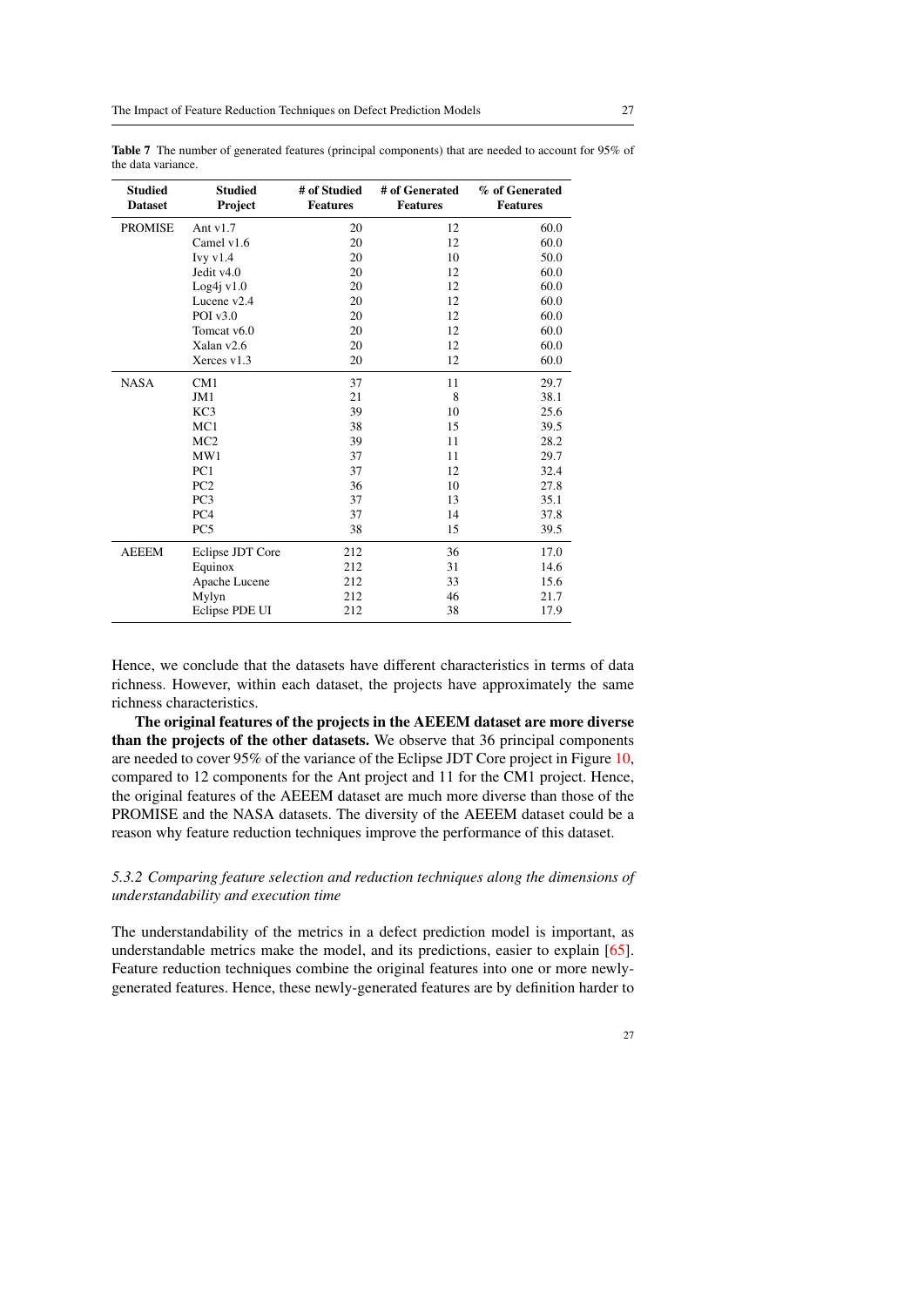**Table 7** The number of generated features (principal components) that are needed to account for 95% of the data variance.

| Studied Dataset | Studied Project | # of Studied Features | # of Generated Features | % of Generated Features |
|---|---|---|---|---|
| PROMISE | Ant v1.7 | 20 | 12 | 60.0 |
| | Camel v1.6 | 20 | 12 | 60.0 |
| | Ivy v1.4 | 20 | 10 | 50.0 |
| | Jedit v4.0 | 20 | 12 | 60.0 |
| | Log4j v1.0 | 20 | 12 | 60.0 |
| | Lucene v2.4 | 20 | 12 | 60.0 |
| | POI v3.0 | 20 | 12 | 60.0 |
| | Tomcat v6.0 | 20 | 12 | 60.0 |
| | Xalan v2.6 | 20 | 12 | 60.0 |
| | Xerces v1.3 | 20 | 12 | 60.0 |
| NASA | CM1 | 37 | 11 | 29.7 |
| | JM1 | 21 | 8 | 38.1 |
| | KC3 | 39 | 10 | 25.6 |
| | MC1 | 38 | 15 | 39.5 |
| | MC2 | 39 | 11 | 28.2 |
| | MW1 | 37 | 11 | 29.7 |
| | PC1 | 37 | 12 | 32.4 |
| | PC2 | 36 | 10 | 27.8 |
| | PC3 | 37 | 13 | 35.1 |
| | PC4 | 37 | 14 | 37.8 |
| | PC5 | 38 | 15 | 39.5 |
| AEEEM | Eclipse JDT Core | 212 | 36 | 17.0 |
| | Equinox | 212 | 31 | 14.6 |
| | Apache Lucene | 212 | 33 | 15.6 |
| | Mylyn | 212 | 46 | 21.7 |
| | Eclipse PDE UI | 212 | 38 | 17.9 |

Hence, we conclude that the datasets have different characteristics in terms of data richness. However, within each dataset, the projects have approximately the same richness characteristics.

**The original features of the projects in the AEEEM dataset are more diverse than the projects of the other datasets.** We observe that 36 principal components are needed to cover 95% of the variance of the Eclipse JDT Core project in Figure 10, compared to 12 components for the Ant project and 11 for the CM1 project. Hence, the original features of the AEEEM dataset are much more diverse than those of the PROMISE and the NASA datasets. The diversity of the AEEEM dataset could be a reason why feature reduction techniques improve the performance of this dataset.

### *5.3.2 Comparing feature selection and reduction techniques along the dimensions of understandability and execution time*

The understandability of the metrics in a defect prediction model is important, as understandable metrics make the model, and its predictions, easier to explain [65]. Feature reduction techniques combine the original features into one or more newly-generated features. Hence, these newly-generated features are by definition harder to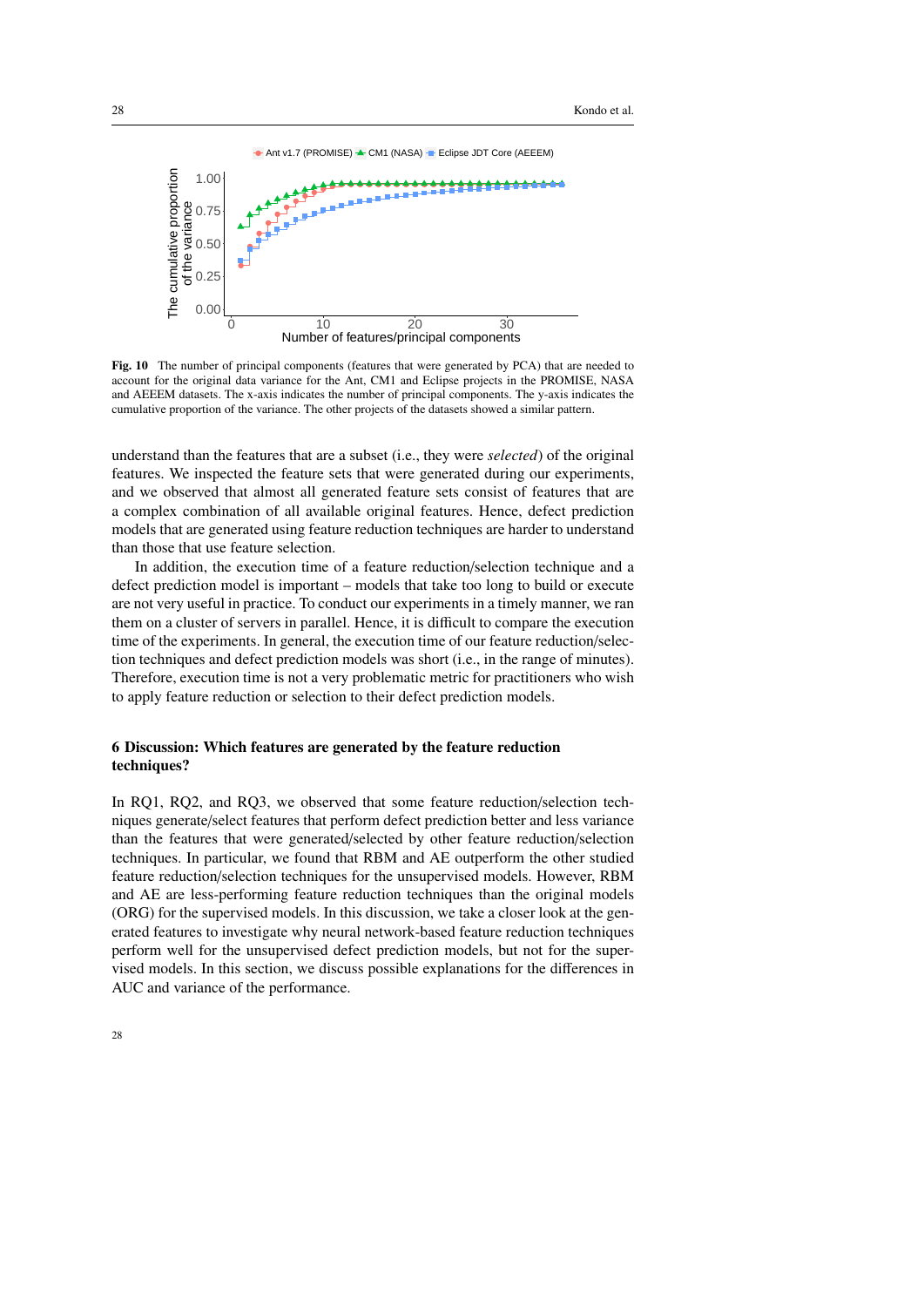Fig. 10 The number of principal components (features that were generated by PCA) that are needed to account for the original data variance for the Ant, CM1 and Eclipse projects in the PROMISE, NASA and AEEEM datasets. The x-axis indicates the number of principal components. The y-axis indicates the cumulative proportion of the variance. The other projects of the datasets showed a similar pattern.

understand than the features that are a subset (i.e., they were *selected*) of the original features. We inspected the feature sets that were generated during our experiments, and we observed that almost all generated feature sets consist of features that are a complex combination of all available original features. Hence, defect prediction models that are generated using feature reduction techniques are harder to understand than those that use feature selection.

In addition, the execution time of a feature reduction/selection technique and a defect prediction model is important – models that take too long to build or execute are not very useful in practice. To conduct our experiments in a timely manner, we ran them on a cluster of servers in parallel. Hence, it is difficult to compare the execution time of the experiments. In general, the execution time of our feature reduction/selection techniques and defect prediction models was short (i.e., in the range of minutes). Therefore, execution time is not a very problematic metric for practitioners who wish to apply feature reduction or selection to their defect prediction models.

## 6 Discussion: Which features are generated by the feature reduction techniques?

In RQ1, RQ2, and RQ3, we observed that some feature reduction/selection techniques generate/select features that perform defect prediction better and less variance than the features that were generated/selected by other feature reduction/selection techniques. In particular, we found that RBM and AE outperform the other studied feature reduction/selection techniques for the unsupervised models. However, RBM and AE are less-performing feature reduction techniques than the original models (ORG) for the supervised models. In this discussion, we take a closer look at the generated features to investigate why neural network-based feature reduction techniques perform well for the unsupervised defect prediction models, but not for the supervised models. In this section, we discuss possible explanations for the differences in AUC and variance of the performance.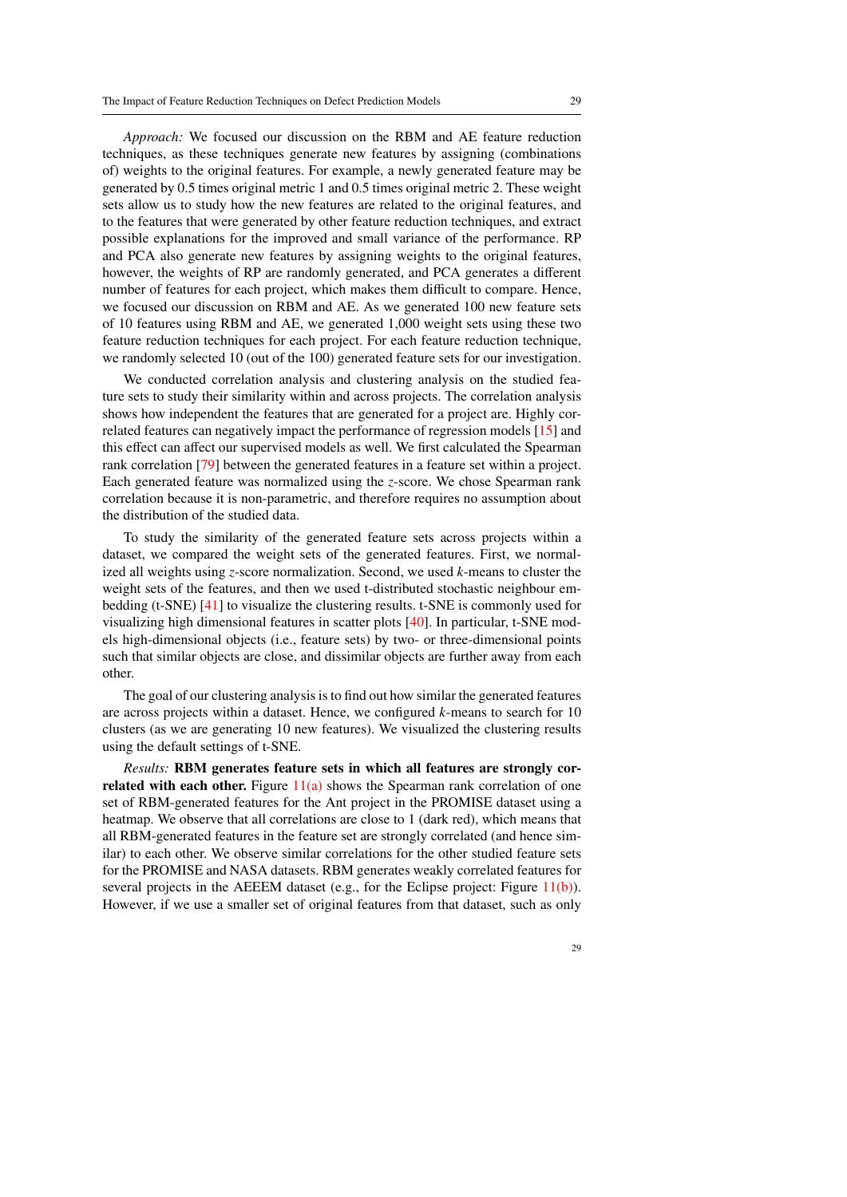*Approach:* We focused our discussion on the RBM and AE feature reduction techniques, as these techniques generate new features by assigning (combinations of) weights to the original features. For example, a newly generated feature may be generated by 0.5 times original metric 1 and 0.5 times original metric 2. These weight sets allow us to study how the new features are related to the original features, and to the features that were generated by other feature reduction techniques, and extract possible explanations for the improved and small variance of the performance. RP and PCA also generate new features by assigning weights to the original features, however, the weights of RP are randomly generated, and PCA generates a different number of features for each project, which makes them difficult to compare. Hence, we focused our discussion on RBM and AE. As we generated 100 new feature sets of 10 features using RBM and AE, we generated 1,000 weight sets using these two feature reduction techniques for each project. For each feature reduction technique, we randomly selected 10 (out of the 100) generated feature sets for our investigation.

We conducted correlation analysis and clustering analysis on the studied feature sets to study their similarity within and across projects. The correlation analysis shows how independent the features that are generated for a project are. Highly correlated features can negatively impact the performance of regression models [15] and this effect can affect our supervised models as well. We first calculated the Spearman rank correlation [79] between the generated features in a feature set within a project. Each generated feature was normalized using the $z$-score. We chose Spearman rank correlation because it is non-parametric, and therefore requires no assumption about the distribution of the studied data.

To study the similarity of the generated feature sets across projects within a dataset, we compared the weight sets of the generated features. First, we normalized all weights using $z$-score normalization. Second, we used $k$-means to cluster the weight sets of the features, and then we used t-distributed stochastic neighbour embedding (t-SNE) [41] to visualize the clustering results. t-SNE is commonly used for visualizing high dimensional features in scatter plots [40]. In particular, t-SNE models high-dimensional objects (i.e., feature sets) by two- or three-dimensional points such that similar objects are close, and dissimilar objects are further away from each other.

The goal of our clustering analysis is to find out how similar the generated features are across projects within a dataset. Hence, we configured $k$-means to search for 10 clusters (as we are generating 10 new features). We visualized the clustering results using the default settings of t-SNE.

*Results:* **RBM generates feature sets in which all features are strongly correlated with each other.** Figure 11(a) shows the Spearman rank correlation of one set of RBM-generated features for the Ant project in the PROMISE dataset using a heatmap. We observe that all correlations are close to 1 (dark red), which means that all RBM-generated features in the feature set are strongly correlated (and hence similar) to each other. We observe similar correlations for the other studied feature sets for the PROMISE and NASA datasets. RBM generates weakly correlated features for several projects in the AEEEM dataset (e.g., for the Eclipse project: Figure 11(b)). However, if we use a smaller set of original features from that dataset, such as only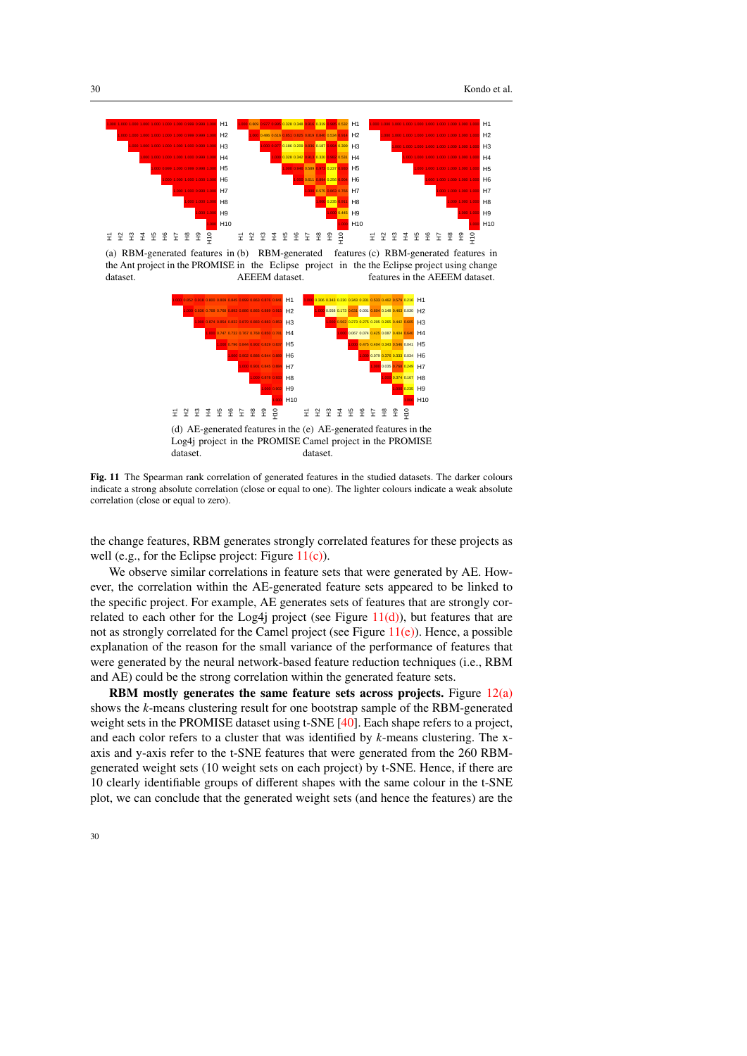(a) RBM-generated features in the Ant project in the PROMISE dataset.

(b) RBM-generated features in the Eclipse project in AEEEM dataset.

(c) RBM-generated features in the Eclipse project using change features in the AEEEM dataset.

(d) AE-generated features in the Log4j project in the PROMISE dataset.

(e) AE-generated features in the Camel project in the PROMISE dataset.

**Fig. 11** The Spearman rank correlation of generated features in the studied datasets. The darker colours indicate a strong absolute correlation (close or equal to one). The lighter colours indicate a weak absolute correlation (close or equal to zero).

the change features, RBM generates strongly correlated features for these projects as well (e.g., for the Eclipse project: Figure 11(c)).

We observe similar correlations in feature sets that were generated by AE. However, the correlation within the AE-generated feature sets appeared to be linked to the specific project. For example, AE generates sets of features that are strongly correlated to each other for the Log4j project (see Figure 11(d)), but features that are not as strongly correlated for the Camel project (see Figure 11(e)). Hence, a possible explanation of the reason for the small variance of the performance of features that were generated by the neural network-based feature reduction techniques (i.e., RBM and AE) could be the strong correlation within the generated feature sets.

**RBM mostly generates the same feature sets across projects.** Figure 12(a) shows the $k$-means clustering result for one bootstrap sample of the RBM-generated weight sets in the PROMISE dataset using t-SNE [40]. Each shape refers to a project, and each color refers to a cluster that was identified by $k$-means clustering. The x-axis and y-axis refer to the t-SNE features that were generated from the 260 RBM-generated weight sets (10 weight sets on each project) by t-SNE. Hence, if there are 10 clearly identifiable groups of different shapes with the same colour in the t-SNE plot, we can conclude that the generated weight sets (and hence the features) are the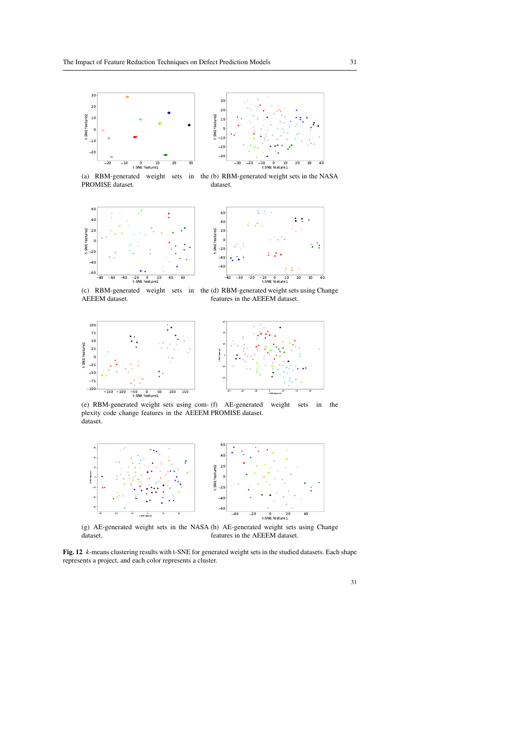(a) RBM-generated weight sets in the PROMISE dataset.

(b) RBM-generated weight sets in the NASA dataset.

(c) RBM-generated weight sets in the AEEEM dataset.

(d) RBM-generated weight sets using Change features in the AEEEM dataset.

(e) RBM-generated weight sets using complexity code change features in the AEEEM dataset.

(f) AE-generated weight sets in the PROMISE dataset.

(g) AE-generated weight sets in the NASA dataset.

(h) AE-generated weight sets using Change features in the AEEEM dataset.

**Fig. 12** *k*-means clustering results with t-SNE for generated weight sets in the studied datasets. Each shape represents a project, and each color represents a cluster.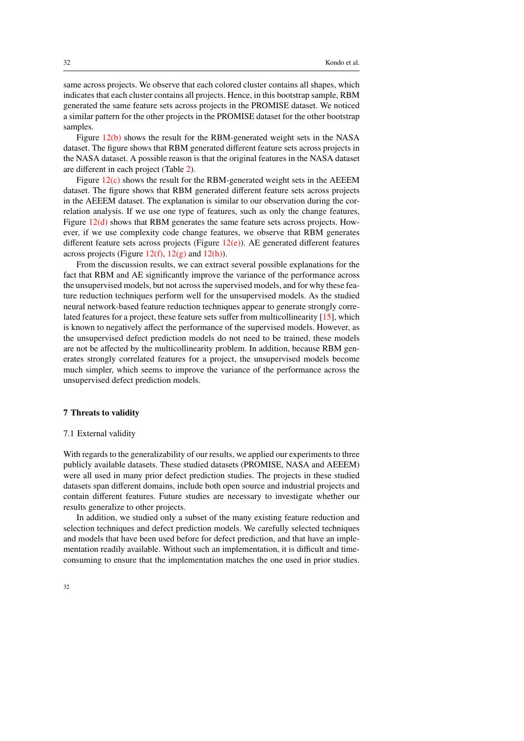same across projects. We observe that each colored cluster contains all shapes, which indicates that each cluster contains all projects. Hence, in this bootstrap sample, RBM generated the same feature sets across projects in the PROMISE dataset. We noticed a similar pattern for the other projects in the PROMISE dataset for the other bootstrap samples.

Figure 12(b) shows the result for the RBM-generated weight sets in the NASA dataset. The figure shows that RBM generated different feature sets across projects in the NASA dataset. A possible reason is that the original features in the NASA dataset are different in each project (Table 2).

Figure 12(c) shows the result for the RBM-generated weight sets in the AEEEM dataset. The figure shows that RBM generated different feature sets across projects in the AEEEM dataset. The explanation is similar to our observation during the correlation analysis. If we use one type of features, such as only the change features, Figure 12(d) shows that RBM generates the same feature sets across projects. However, if we use complexity code change features, we observe that RBM generates different feature sets across projects (Figure 12(e)). AE generated different features across projects (Figure 12(f), 12(g) and 12(h)).

From the discussion results, we can extract several possible explanations for the fact that RBM and AE significantly improve the variance of the performance across the unsupervised models, but not across the supervised models, and for why these feature reduction techniques perform well for the unsupervised models. As the studied neural network-based feature reduction techniques appear to generate strongly correlated features for a project, these feature sets suffer from multicollinearity [15], which is known to negatively affect the performance of the supervised models. However, as the unsupervised defect prediction models do not need to be trained, these models are not be affected by the multicollinearity problem. In addition, because RBM generates strongly correlated features for a project, the unsupervised models become much simpler, which seems to improve the variance of the performance across the unsupervised defect prediction models.

## 7 Threats to validity

### 7.1 External validity

With regards to the generalizability of our results, we applied our experiments to three publicly available datasets. These studied datasets (PROMISE, NASA and AEEEM) were all used in many prior defect prediction studies. The projects in these studied datasets span different domains, include both open source and industrial projects and contain different features. Future studies are necessary to investigate whether our results generalize to other projects.

In addition, we studied only a subset of the many existing feature reduction and selection techniques and defect prediction models. We carefully selected techniques and models that have been used before for defect prediction, and that have an implementation readily available. Without such an implementation, it is difficult and time-consuming to ensure that the implementation matches the one used in prior studies.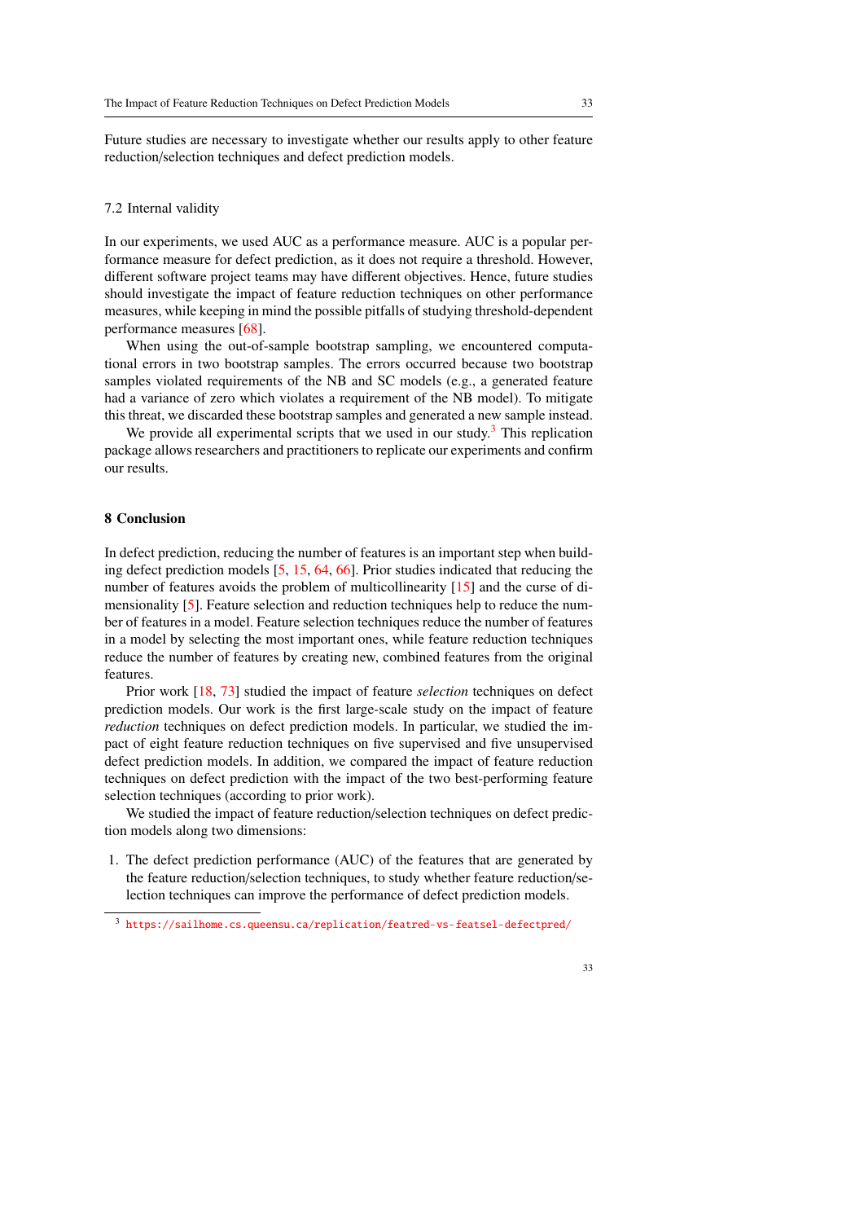Future studies are necessary to investigate whether our results apply to other feature reduction/selection techniques and defect prediction models.

### 7.2 Internal validity

In our experiments, we used AUC as a performance measure. AUC is a popular performance measure for defect prediction, as it does not require a threshold. However, different software project teams may have different objectives. Hence, future studies should investigate the impact of feature reduction techniques on other performance measures, while keeping in mind the possible pitfalls of studying threshold-dependent performance measures [68].

When using the out-of-sample bootstrap sampling, we encountered computational errors in two bootstrap samples. The errors occurred because two bootstrap samples violated requirements of the NB and SC models (e.g., a generated feature had a variance of zero which violates a requirement of the NB model). To mitigate this threat, we discarded these bootstrap samples and generated a new sample instead.

We provide all experimental scripts that we used in our study.[3] This replication package allows researchers and practitioners to replicate our experiments and confirm our results.

## 8 Conclusion

In defect prediction, reducing the number of features is an important step when building defect prediction models [5, 15, 64, 66]. Prior studies indicated that reducing the number of features avoids the problem of multicollinearity [15] and the curse of dimensionality [5]. Feature selection and reduction techniques help to reduce the number of features in a model. Feature selection techniques reduce the number of features in a model by selecting the most important ones, while feature reduction techniques reduce the number of features by creating new, combined features from the original features.

Prior work [18, 73] studied the impact of feature *selection* techniques on defect prediction models. Our work is the first large-scale study on the impact of feature *reduction* techniques on defect prediction models. In particular, we studied the impact of eight feature reduction techniques on five supervised and five unsupervised defect prediction models. In addition, we compared the impact of feature reduction techniques on defect prediction with the impact of the two best-performing feature selection techniques (according to prior work).

We studied the impact of feature reduction/selection techniques on defect prediction models along two dimensions:

1. The defect prediction performance (AUC) of the features that are generated by the feature reduction/selection techniques, to study whether feature reduction/selection techniques can improve the performance of defect prediction models.

[3] https://sailhome.cs.queensu.ca/replication/featred-vs-featsel-defectpred/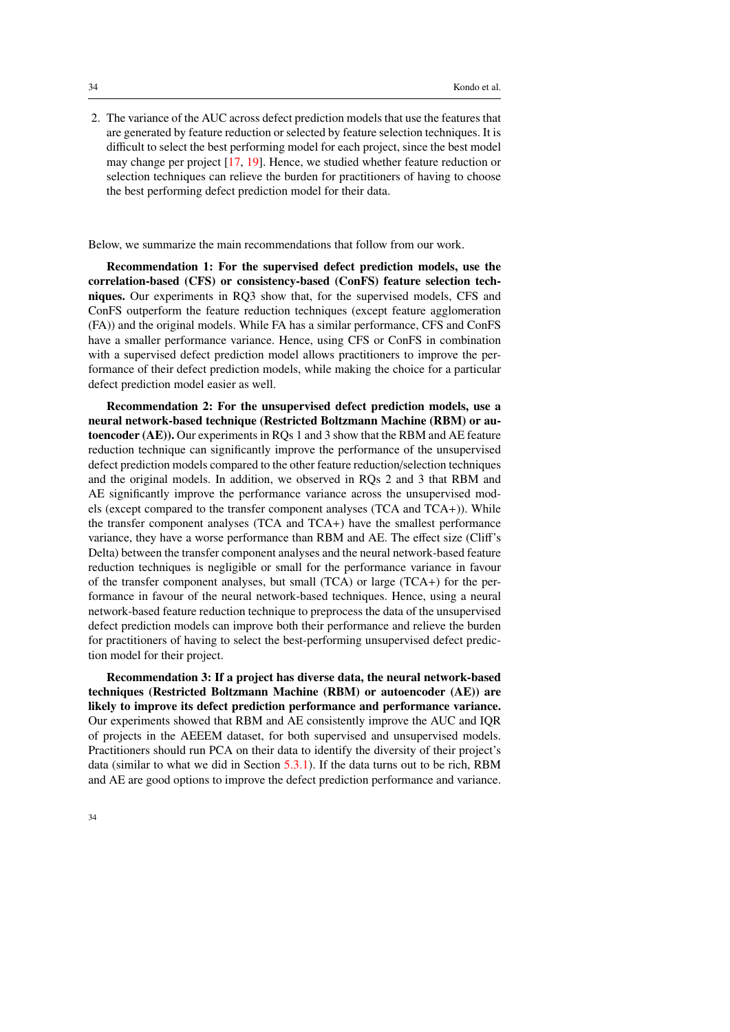2. The variance of the AUC across defect prediction models that use the features that are generated by feature reduction or selected by feature selection techniques. It is difficult to select the best performing model for each project, since the best model may change per project [17, 19]. Hence, we studied whether feature reduction or selection techniques can relieve the burden for practitioners of having to choose the best performing defect prediction model for their data.

Below, we summarize the main recommendations that follow from our work.

**Recommendation 1: For the supervised defect prediction models, use the correlation-based (CFS) or consistency-based (ConFS) feature selection techniques.** Our experiments in RQ3 show that, for the supervised models, CFS and ConFS outperform the feature reduction techniques (except feature agglomeration (FA)) and the original models. While FA has a similar performance, CFS and ConFS have a smaller performance variance. Hence, using CFS or ConFS in combination with a supervised defect prediction model allows practitioners to improve the performance of their defect prediction models, while making the choice for a particular defect prediction model easier as well.

**Recommendation 2: For the unsupervised defect prediction models, use a neural network-based technique (Restricted Boltzmann Machine (RBM) or autoencoder (AE)).** Our experiments in RQs 1 and 3 show that the RBM and AE feature reduction technique can significantly improve the performance of the unsupervised defect prediction models compared to the other feature reduction/selection techniques and the original models. In addition, we observed in RQs 2 and 3 that RBM and AE significantly improve the performance variance across the unsupervised models (except compared to the transfer component analyses (TCA and TCA+)). While the transfer component analyses (TCA and TCA+) have the smallest performance variance, they have a worse performance than RBM and AE. The effect size (Cliff's Delta) between the transfer component analyses and the neural network-based feature reduction techniques is negligible or small for the performance variance in favour of the transfer component analyses, but small (TCA) or large (TCA+) for the performance in favour of the neural network-based techniques. Hence, using a neural network-based feature reduction technique to preprocess the data of the unsupervised defect prediction models can improve both their performance and relieve the burden for practitioners of having to select the best-performing unsupervised defect prediction model for their project.

**Recommendation 3: If a project has diverse data, the neural network-based techniques (Restricted Boltzmann Machine (RBM) or autoencoder (AE)) are likely to improve its defect prediction performance and performance variance.** Our experiments showed that RBM and AE consistently improve the AUC and IQR of projects in the AEEEM dataset, for both supervised and unsupervised models. Practitioners should run PCA on their data to identify the diversity of their project's data (similar to what we did in Section 5.3.1). If the data turns out to be rich, RBM and AE are good options to improve the defect prediction performance and variance.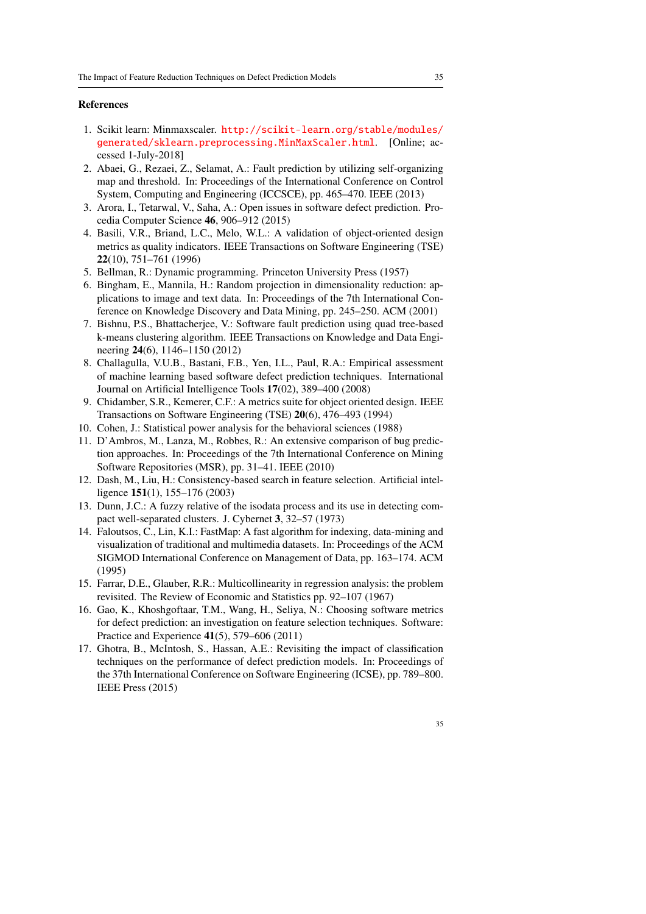## References

1. Scikit learn: Minmaxscaler. http://scikit-learn.org/stable/modules/generated/sklearn.preprocessing.MinMaxScaler.html. [Online; accessed 1-July-2018]
2. Abaei, G., Rezaei, Z., Selamat, A.: Fault prediction by utilizing self-organizing map and threshold. In: Proceedings of the International Conference on Control System, Computing and Engineering (ICCSCE), pp. 465–470. IEEE (2013)
3. Arora, I., Tetarwal, V., Saha, A.: Open issues in software defect prediction. Procedia Computer Science **46**, 906–912 (2015)
4. Basili, V.R., Briand, L.C., Melo, W.L.: A validation of object-oriented design metrics as quality indicators. IEEE Transactions on Software Engineering (TSE) **22**(10), 751–761 (1996)
5. Bellman, R.: Dynamic programming. Princeton University Press (1957)
6. Bingham, E., Mannila, H.: Random projection in dimensionality reduction: applications to image and text data. In: Proceedings of the 7th International Conference on Knowledge Discovery and Data Mining, pp. 245–250. ACM (2001)
7. Bishnu, P.S., Bhattacherjee, V.: Software fault prediction using quad tree-based k-means clustering algorithm. IEEE Transactions on Knowledge and Data Engineering **24**(6), 1146–1150 (2012)
8. Challagulla, V.U.B., Bastani, F.B., Yen, I.L., Paul, R.A.: Empirical assessment of machine learning based software defect prediction techniques. International Journal on Artificial Intelligence Tools **17**(02), 389–400 (2008)
9. Chidamber, S.R., Kemerer, C.F.: A metrics suite for object oriented design. IEEE Transactions on Software Engineering (TSE) **20**(6), 476–493 (1994)
10. Cohen, J.: Statistical power analysis for the behavioral sciences (1988)
11. D'Ambros, M., Lanza, M., Robbes, R.: An extensive comparison of bug prediction approaches. In: Proceedings of the 7th International Conference on Mining Software Repositories (MSR), pp. 31–41. IEEE (2010)
12. Dash, M., Liu, H.: Consistency-based search in feature selection. Artificial intelligence **151**(1), 155–176 (2003)
13. Dunn, J.C.: A fuzzy relative of the isodata process and its use in detecting compact well-separated clusters. J. Cybernet **3**, 32–57 (1973)
14. Faloutsos, C., Lin, K.I.: FastMap: A fast algorithm for indexing, data-mining and visualization of traditional and multimedia datasets. In: Proceedings of the ACM SIGMOD International Conference on Management of Data, pp. 163–174. ACM (1995)
15. Farrar, D.E., Glauber, R.R.: Multicollinearity in regression analysis: the problem revisited. The Review of Economic and Statistics pp. 92–107 (1967)
16. Gao, K., Khoshgoftaar, T.M., Wang, H., Seliya, N.: Choosing software metrics for defect prediction: an investigation on feature selection techniques. Software: Practice and Experience **41**(5), 579–606 (2011)
17. Ghotra, B., McIntosh, S., Hassan, A.E.: Revisiting the impact of classification techniques on the performance of defect prediction models. In: Proceedings of the 37th International Conference on Software Engineering (ICSE), pp. 789–800. IEEE Press (2015)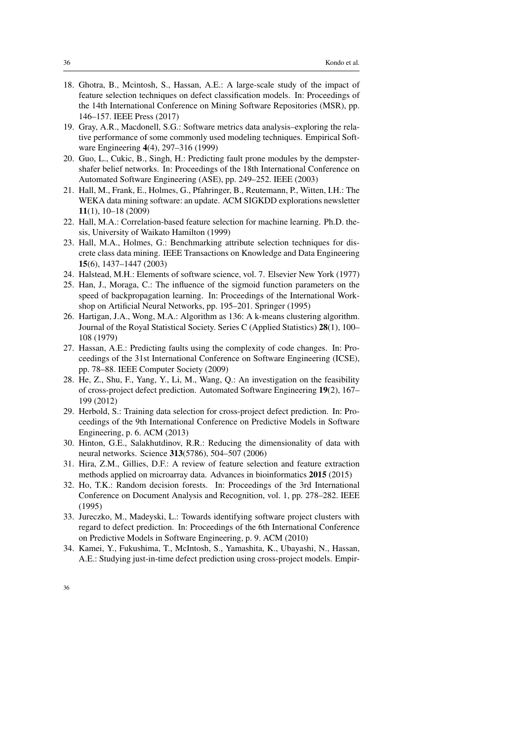18. Ghotra, B., Mcintosh, S., Hassan, A.E.: A large-scale study of the impact of feature selection techniques on defect classification models. In: Proceedings of the 14th International Conference on Mining Software Repositories (MSR), pp. 146–157. IEEE Press (2017)
19. Gray, A.R., Macdonell, S.G.: Software metrics data analysis–exploring the relative performance of some commonly used modeling techniques. Empirical Software Engineering **4**(4), 297–316 (1999)
20. Guo, L., Cukic, B., Singh, H.: Predicting fault prone modules by the dempster-shafer belief networks. In: Proceedings of the 18th International Conference on Automated Software Engineering (ASE), pp. 249–252. IEEE (2003)
21. Hall, M., Frank, E., Holmes, G., Pfahringer, B., Reutemann, P., Witten, I.H.: The WEKA data mining software: an update. ACM SIGKDD explorations newsletter **11**(1), 10–18 (2009)
22. Hall, M.A.: Correlation-based feature selection for machine learning. Ph.D. thesis, University of Waikato Hamilton (1999)
23. Hall, M.A., Holmes, G.: Benchmarking attribute selection techniques for discrete class data mining. IEEE Transactions on Knowledge and Data Engineering **15**(6), 1437–1447 (2003)
24. Halstead, M.H.: Elements of software science, vol. 7. Elsevier New York (1977)
25. Han, J., Moraga, C.: The influence of the sigmoid function parameters on the speed of backpropagation learning. In: Proceedings of the International Workshop on Artificial Neural Networks, pp. 195–201. Springer (1995)
26. Hartigan, J.A., Wong, M.A.: Algorithm as 136: A k-means clustering algorithm. Journal of the Royal Statistical Society. Series C (Applied Statistics) **28**(1), 100–108 (1979)
27. Hassan, A.E.: Predicting faults using the complexity of code changes. In: Proceedings of the 31st International Conference on Software Engineering (ICSE), pp. 78–88. IEEE Computer Society (2009)
28. He, Z., Shu, F., Yang, Y., Li, M., Wang, Q.: An investigation on the feasibility of cross-project defect prediction. Automated Software Engineering **19**(2), 167–199 (2012)
29. Herbold, S.: Training data selection for cross-project defect prediction. In: Proceedings of the 9th International Conference on Predictive Models in Software Engineering, p. 6. ACM (2013)
30. Hinton, G.E., Salakhutdinov, R.R.: Reducing the dimensionality of data with neural networks. Science **313**(5786), 504–507 (2006)
31. Hira, Z.M., Gillies, D.F.: A review of feature selection and feature extraction methods applied on microarray data. Advances in bioinformatics **2015** (2015)
32. Ho, T.K.: Random decision forests. In: Proceedings of the 3rd International Conference on Document Analysis and Recognition, vol. 1, pp. 278–282. IEEE (1995)
33. Jureczko, M., Madeyski, L.: Towards identifying software project clusters with regard to defect prediction. In: Proceedings of the 6th International Conference on Predictive Models in Software Engineering, p. 9. ACM (2010)
34. Kamei, Y., Fukushima, T., McIntosh, S., Yamashita, K., Ubayashi, N., Hassan, A.E.: Studying just-in-time defect prediction using cross-project models. Empir-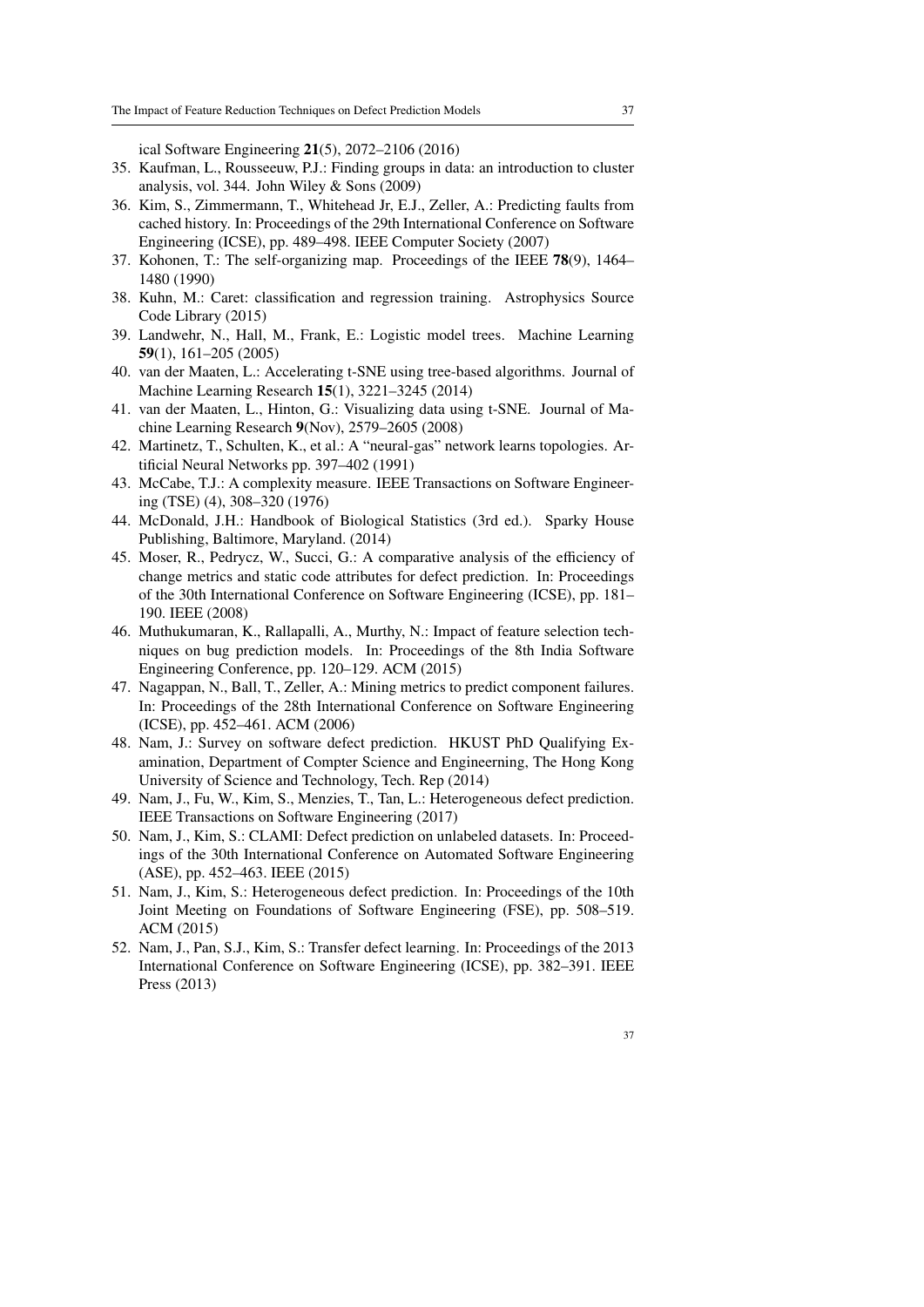ical Software Engineering **21**(5), 2072–2106 (2016)

35. Kaufman, L., Rousseeuw, P.J.: Finding groups in data: an introduction to cluster analysis, vol. 344. John Wiley & Sons (2009)
36. Kim, S., Zimmermann, T., Whitehead Jr, E.J., Zeller, A.: Predicting faults from cached history. In: Proceedings of the 29th International Conference on Software Engineering (ICSE), pp. 489–498. IEEE Computer Society (2007)
37. Kohonen, T.: The self-organizing map. Proceedings of the IEEE **78**(9), 1464–1480 (1990)
38. Kuhn, M.: Caret: classification and regression training. Astrophysics Source Code Library (2015)
39. Landwehr, N., Hall, M., Frank, E.: Logistic model trees. Machine Learning **59**(1), 161–205 (2005)
40. van der Maaten, L.: Accelerating t-SNE using tree-based algorithms. Journal of Machine Learning Research **15**(1), 3221–3245 (2014)
41. van der Maaten, L., Hinton, G.: Visualizing data using t-SNE. Journal of Machine Learning Research **9**(Nov), 2579–2605 (2008)
42. Martinetz, T., Schulten, K., et al.: A "neural-gas" network learns topologies. Artificial Neural Networks pp. 397–402 (1991)
43. McCabe, T.J.: A complexity measure. IEEE Transactions on Software Engineering (TSE) (4), 308–320 (1976)
44. McDonald, J.H.: Handbook of Biological Statistics (3rd ed.). Sparky House Publishing, Baltimore, Maryland. (2014)
45. Moser, R., Pedrycz, W., Succi, G.: A comparative analysis of the efficiency of change metrics and static code attributes for defect prediction. In: Proceedings of the 30th International Conference on Software Engineering (ICSE), pp. 181–190. IEEE (2008)
46. Muthukumaran, K., Rallapalli, A., Murthy, N.: Impact of feature selection techniques on bug prediction models. In: Proceedings of the 8th India Software Engineering Conference, pp. 120–129. ACM (2015)
47. Nagappan, N., Ball, T., Zeller, A.: Mining metrics to predict component failures. In: Proceedings of the 28th International Conference on Software Engineering (ICSE), pp. 452–461. ACM (2006)
48. Nam, J.: Survey on software defect prediction. HKUST PhD Qualifying Examination, Department of Compter Science and Engineerning, The Hong Kong University of Science and Technology, Tech. Rep (2014)
49. Nam, J., Fu, W., Kim, S., Menzies, T., Tan, L.: Heterogeneous defect prediction. IEEE Transactions on Software Engineering (2017)
50. Nam, J., Kim, S.: CLAMI: Defect prediction on unlabeled datasets. In: Proceedings of the 30th International Conference on Automated Software Engineering (ASE), pp. 452–463. IEEE (2015)
51. Nam, J., Kim, S.: Heterogeneous defect prediction. In: Proceedings of the 10th Joint Meeting on Foundations of Software Engineering (FSE), pp. 508–519. ACM (2015)
52. Nam, J., Pan, S.J., Kim, S.: Transfer defect learning. In: Proceedings of the 2013 International Conference on Software Engineering (ICSE), pp. 382–391. IEEE Press (2013)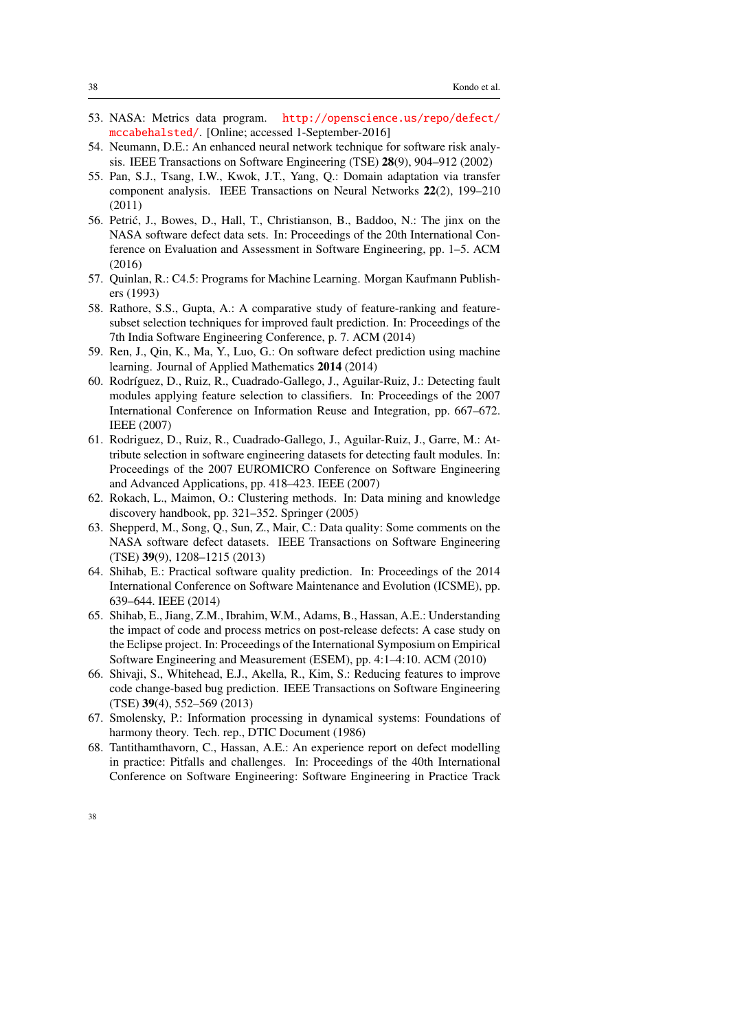53. NASA: Metrics data program. http://openscience.us/repo/defect/mccabehalsted/. [Online; accessed 1-September-2016]
54. Neumann, D.E.: An enhanced neural network technique for software risk analysis. IEEE Transactions on Software Engineering (TSE) **28**(9), 904–912 (2002)
55. Pan, S.J., Tsang, I.W., Kwok, J.T., Yang, Q.: Domain adaptation via transfer component analysis. IEEE Transactions on Neural Networks **22**(2), 199–210 (2011)
56. Petrić, J., Bowes, D., Hall, T., Christianson, B., Baddoo, N.: The jinx on the NASA software defect data sets. In: Proceedings of the 20th International Conference on Evaluation and Assessment in Software Engineering, pp. 1–5. ACM (2016)
57. Quinlan, R.: C4.5: Programs for Machine Learning. Morgan Kaufmann Publishers (1993)
58. Rathore, S.S., Gupta, A.: A comparative study of feature-ranking and feature-subset selection techniques for improved fault prediction. In: Proceedings of the 7th India Software Engineering Conference, p. 7. ACM (2014)
59. Ren, J., Qin, K., Ma, Y., Luo, G.: On software defect prediction using machine learning. Journal of Applied Mathematics **2014** (2014)
60. Rodríguez, D., Ruiz, R., Cuadrado-Gallego, J., Aguilar-Ruiz, J.: Detecting fault modules applying feature selection to classifiers. In: Proceedings of the 2007 International Conference on Information Reuse and Integration, pp. 667–672. IEEE (2007)
61. Rodriguez, D., Ruiz, R., Cuadrado-Gallego, J., Aguilar-Ruiz, J., Garre, M.: Attribute selection in software engineering datasets for detecting fault modules. In: Proceedings of the 2007 EUROMICRO Conference on Software Engineering and Advanced Applications, pp. 418–423. IEEE (2007)
62. Rokach, L., Maimon, O.: Clustering methods. In: Data mining and knowledge discovery handbook, pp. 321–352. Springer (2005)
63. Shepperd, M., Song, Q., Sun, Z., Mair, C.: Data quality: Some comments on the NASA software defect datasets. IEEE Transactions on Software Engineering (TSE) **39**(9), 1208–1215 (2013)
64. Shihab, E.: Practical software quality prediction. In: Proceedings of the 2014 International Conference on Software Maintenance and Evolution (ICSME), pp. 639–644. IEEE (2014)
65. Shihab, E., Jiang, Z.M., Ibrahim, W.M., Adams, B., Hassan, A.E.: Understanding the impact of code and process metrics on post-release defects: A case study on the Eclipse project. In: Proceedings of the International Symposium on Empirical Software Engineering and Measurement (ESEM), pp. 4:1–4:10. ACM (2010)
66. Shivaji, S., Whitehead, E.J., Akella, R., Kim, S.: Reducing features to improve code change-based bug prediction. IEEE Transactions on Software Engineering (TSE) **39**(4), 552–569 (2013)
67. Smolensky, P.: Information processing in dynamical systems: Foundations of harmony theory. Tech. rep., DTIC Document (1986)
68. Tantithamthavorn, C., Hassan, A.E.: An experience report on defect modelling in practice: Pitfalls and challenges. In: Proceedings of the 40th International Conference on Software Engineering: Software Engineering in Practice Track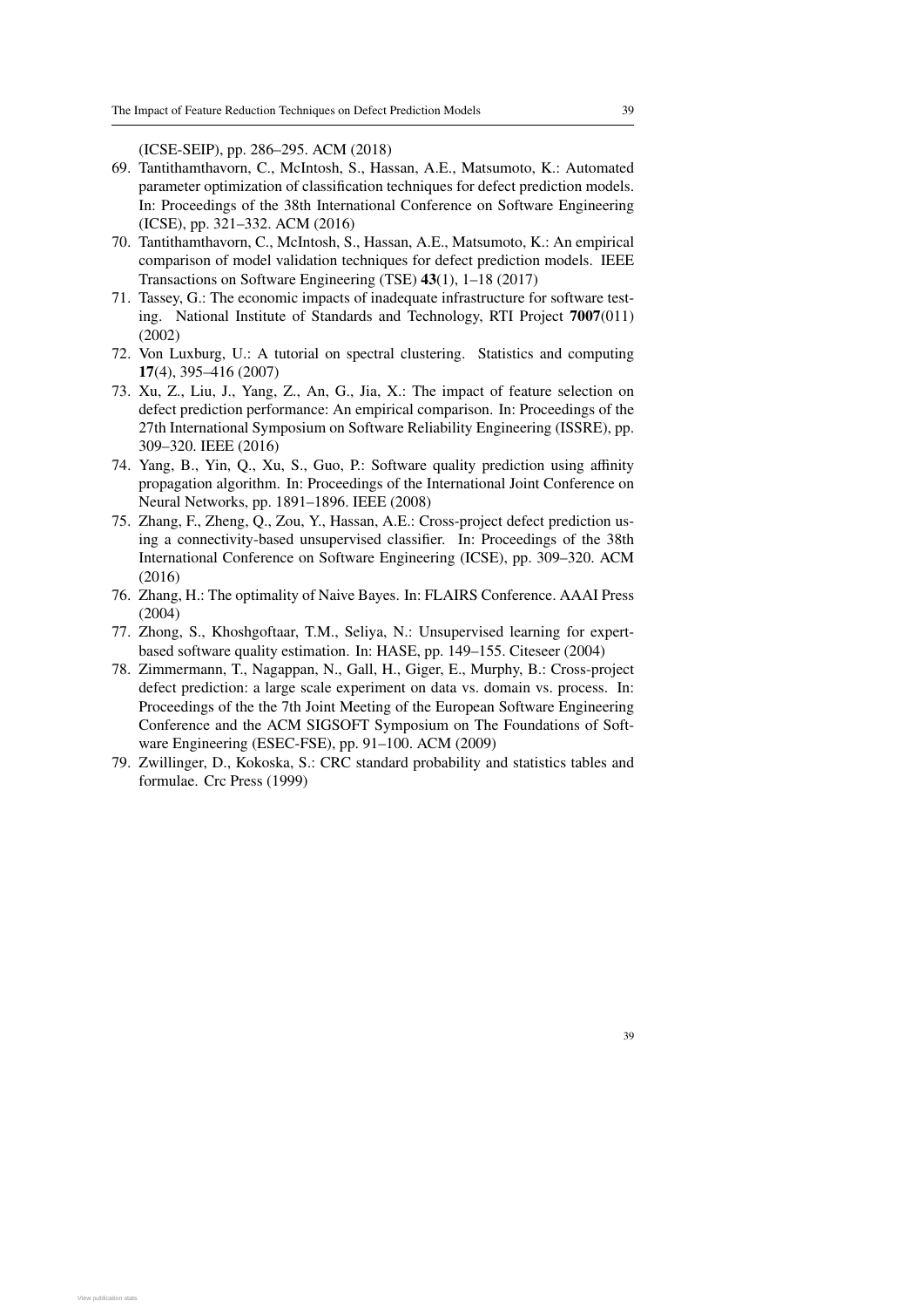(ICSE-SEIP), pp. 286–295. ACM (2018)

69. Tantithamthavorn, C., McIntosh, S., Hassan, A.E., Matsumoto, K.: Automated parameter optimization of classification techniques for defect prediction models. In: Proceedings of the 38th International Conference on Software Engineering (ICSE), pp. 321–332. ACM (2016)
70. Tantithamthavorn, C., McIntosh, S., Hassan, A.E., Matsumoto, K.: An empirical comparison of model validation techniques for defect prediction models. IEEE Transactions on Software Engineering (TSE) **43**(1), 1–18 (2017)
71. Tassey, G.: The economic impacts of inadequate infrastructure for software testing. National Institute of Standards and Technology, RTI Project **7007**(011) (2002)
72. Von Luxburg, U.: A tutorial on spectral clustering. Statistics and computing **17**(4), 395–416 (2007)
73. Xu, Z., Liu, J., Yang, Z., An, G., Jia, X.: The impact of feature selection on defect prediction performance: An empirical comparison. In: Proceedings of the 27th International Symposium on Software Reliability Engineering (ISSRE), pp. 309–320. IEEE (2016)
74. Yang, B., Yin, Q., Xu, S., Guo, P.: Software quality prediction using affinity propagation algorithm. In: Proceedings of the International Joint Conference on Neural Networks, pp. 1891–1896. IEEE (2008)
75. Zhang, F., Zheng, Q., Zou, Y., Hassan, A.E.: Cross-project defect prediction using a connectivity-based unsupervised classifier. In: Proceedings of the 38th International Conference on Software Engineering (ICSE), pp. 309–320. ACM (2016)
76. Zhang, H.: The optimality of Naive Bayes. In: FLAIRS Conference. AAAI Press (2004)
77. Zhong, S., Khoshgoftaar, T.M., Seliya, N.: Unsupervised learning for expert-based software quality estimation. In: HASE, pp. 149–155. Citeseer (2004)
78. Zimmermann, T., Nagappan, N., Gall, H., Giger, E., Murphy, B.: Cross-project defect prediction: a large scale experiment on data vs. domain vs. process. In: Proceedings of the the 7th Joint Meeting of the European Software Engineering Conference and the ACM SIGSOFT Symposium on The Foundations of Software Engineering (ESEC-FSE), pp. 91–100. ACM (2009)
79. Zwillinger, D., Kokoska, S.: CRC standard probability and statistics tables and formulae. Crc Press (1999)